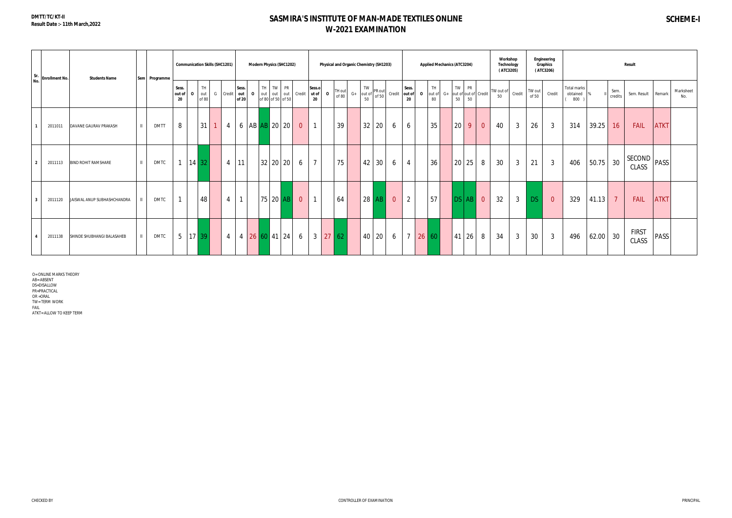DMTT/TC/KT-II
Result Date :- 11th March,2022

# SASMIRA'S INSTITUTE OF MAN-MADE TEXTILES ONLINE
## W-2021 EXAMINATION

**SCHEME-I**

| Sr. No. | Enrollment No. | Students Name | Sem | Programme | Communication Skills (SHC1201) | | | | | Modern Physics (SHC1202) | | | | | | Physical and Organic Chemistry (SH1203) | | | | | | | Applied Mechanics (ATC3204) | | | | | | | Workshop Technology (ATC3205) | | Engineering Graphics (ATC3206) | | Result | | | | | | |
|---|---|---|---|---|---|---|---|---|---|---|---|---|---|---|---|---|---|---|---|---|---|---|---|---|---|---|---|---|---|---|---|---|---|---|---|---|---|---|---|---|
| | | | | | Sess. out of 20 | O | TH out of 80 | G | Credit | Sess. out of 20 | O | TH out of 80 | TW out of 50 | PR out of 50 | Credit | Sess. out of 20 | O | TH out of 80 | G+ | TW out of 50 | PR out of 50 | Credit | Sess. out of 20 | O | TH out of 80 | G+ | TW out of 50 | PR out of 50 | Credit | TW out of 50 | Credit | TW out of 50 | Credit | Total marks obtained ( 800 ) | % II | Sem. credits | Sem. Result | Remark | Marksheet No. |
| 1 | 2011011 | DAVANE GAURAV PRAKASH | II | DMTT | 8 | | 31 | 1 | 4 | 6 | AB | AB | 20 | 20 | 0 | 1 | | 39 | | 32 | 20 | 6 | 6 | | 35 | | 20 | 9 | 0 | 40 | 3 | 26 | 3 | 314 | 39.25 | 16 | FAIL | ATKT | |
| 2 | 2011113 | BIND ROHIT RAMSHARE | II | DMTC | 1 | 14 | 32 | | 4 | 11 | | 32 | 20 | 20 | 6 | 7 | | 75 | | 42 | 30 | 6 | 4 | | 36 | | 20 | 25 | 8 | 30 | 3 | 21 | 3 | 406 | 50.75 | 30 | SECOND CLASS | PASS | |
| 3 | 2011120 | JAISWAL ANUP SUBHASHCHANDRA | II | DMTC | 1 | | 48 | | 4 | 1 | | 75 | 20 | AB | 0 | 1 | | 64 | | 28 | AB | 0 | 2 | | 57 | | DS | AB | 0 | 32 | 3 | DS | 0 | 329 | 41.13 | 7 | FAIL | ATKT | |
| 4 | 2011138 | SHINDE SHUBHANGI BALASAHEB | II | DMTC | 5 | 17 | 39 | | 4 | 4 | 26 | 60 | 41 | 24 | 6 | 3 | 27 | 62 | | 40 | 20 | 6 | 7 | 26 | 60 | | 41 | 26 | 8 | 34 | 3 | 30 | 3 | 496 | 62.00 | 30 | FIRST CLASS | PASS | |

O=ONLINE MARKS THEORY
AB=ABSENT
DS=DISALLOW
PR=PRACTICAL
OR =ORAL
TW=TERM WORK
FAIL
ATKT=ALLOW TO KEEP TERM

CHECKED BY

CONTROLLER OF EXAMINATION

PRINCIPAL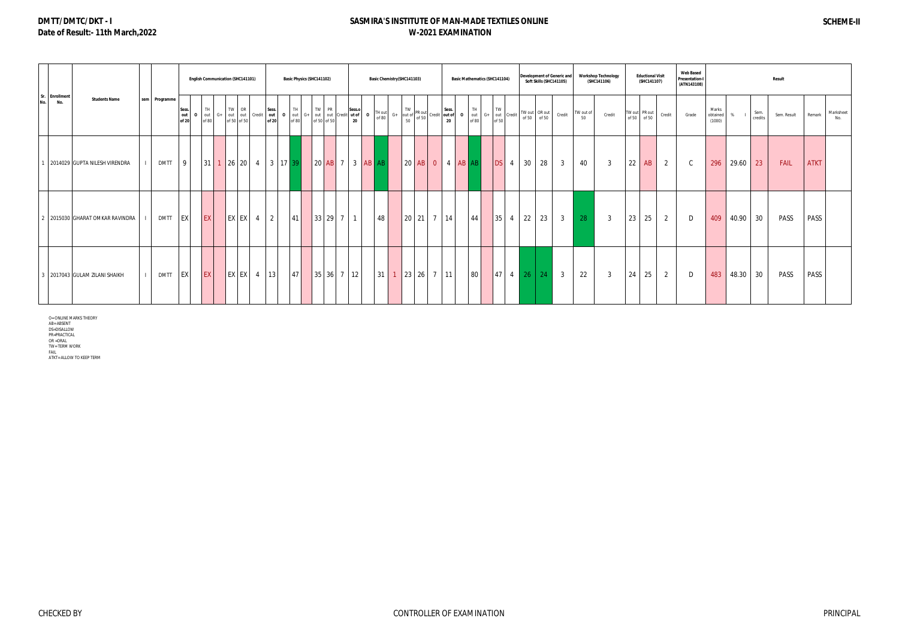DMTT/DMTC/DKT - I
Date of Result:- 11th March,2022

# SASMIRA'S INSTITUTE OF MAN-MADE TEXTILES ONLINE
## W-2021 EXAMINATION

SCHEME-II

| Sr. No. | Enrollment No. | Students Name | sem | Programme | English Communication (SHC141101) | | | | | | | Basic Physics (SHC141102) | | | | | | | Basic Chemistry(SHC141103) | | | | | | | Basic Mathematics (SHC141104) | | | | | | Development of Generic and Soft Skills (SHC141105) | | | Workshop Technology (SHC141106) | | Eductional Visit (SHC141107) | | | Web Based Presentation-I (ATN143108) | Result | | | | | |
|---|---|---|---|---|---|---|---|---|---|---|---|---|---|---|---|---|---|---|---|---|---|---|---|---|---|---|---|---|---|---|---|---|---|---|---|---|---|---|---|---|---|---|---|---|---|---|
| | | | | | Sess. out of 20 | O | TH out of 80 | G+ | TW out of 50 | OR out of 50 | Credit | Sess. out of 20 | O | TH out of 80 | G+ | TW out of 50 | PR out of 50 | Credit | Sess.out of 20 | O | TH out of 80 | G+ | TW out of 50 | PR out of 50 | Credit | Sess. out of 20 | O | TH out of 80 | G+ | TW out of 50 | Credit | TW out of 50 | OR out of 50 | Credit | TW out of 50 | Credit | TW out of 50 | PR out of 50 | Credit | Grade | Marks obtained (1000) | % | Sem. credits | Sem. Result | Remark | Marksheet No. |
| 1 | 2014029 | GUPTA NILESH VIRENDRA | I | DMTT | 9 | | 31 | 1 | 26 | 20 | 4 | 3 | 17 | 39 | | 20 | AB | 7 | 3 | AB | AB | | 20 | AB | 0 | 4 | AB | AB | | DS | 4 | 30 | 28 | 3 | 40 | 3 | 22 | AB | 2 | C | 296 | 29.60 | 23 | FAIL | ATKT | |
| 2 | 2015030 | GHARAT OMKAR RAVINDRA | I | DMTT | EX | | EX | | EX | EX | 4 | 2 | | 41 | | 33 | 29 | 7 | 1 | | 48 | | 20 | 21 | 7 | 14 | | 44 | | 35 | 4 | 22 | 23 | 3 | 28 | 3 | 23 | 25 | 2 | D | 409 | 40.90 | 30 | PASS | PASS | |
| 3 | 2017043 | GULAM ZILANI SHAIKH | I | DMTT | EX | | EX | | EX | EX | 4 | 13 | | 47 | | 35 | 36 | 7 | 12 | | 31 | 1 | 23 | 26 | 7 | 11 | | 80 | | 47 | 4 | 26 | 24 | 3 | 22 | 3 | 24 | 25 | 2 | D | 483 | 48.30 | 30 | PASS | PASS | |

O=ONLINE MARKS THEORY
AB=ABSENT
DS=DISALLOW
PR=PRACTICAL
OR =ORAL
TW=TERM WORK
FAIL
ATKT=ALLOW TO KEEP TERM

CHECKED BY | CONTROLLER OF EXAMINATION | PRINCIPAL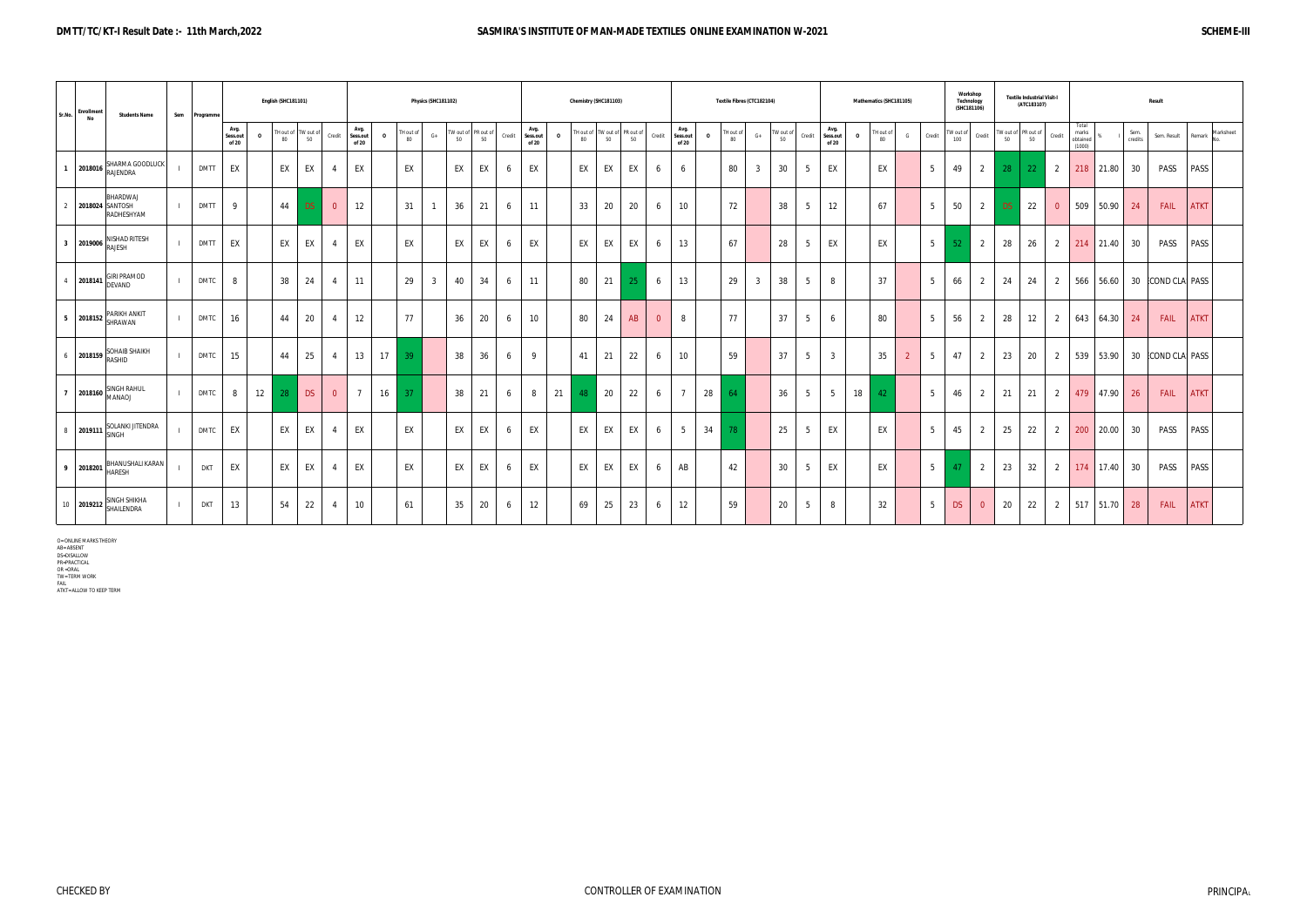**DMTT/TC/KT-I Result Date :- 11th March,2022**

**SASMIRA'S INSTITUTE OF MAN-MADE TEXTILES ONLINE EXAMINATION W-2021**

**SCHEME-III**

| Sr.No. | Enrollment No | Students Name | Sem | Programme | English (SHC181101) | | | | | Physics (SHC181102) | | | | | | | Chemistry (SHC181103) | | | | | | Textile Fibres (CTC182104) | | | | | | Mathematics (SHC181105) | | | | | Workshop Technology (SHC181106) | | Textile Industrial Visit-I (ATC183107) | | | Result | | | | | | |
|---|---|---|---|---|---|---|---|---|---|---|---|---|---|---|---|---|---|---|---|---|---|---|---|---|---|---|---|---|---|---|---|---|---|---|---|---|---|---|---|---|---|---|---|---|---|
| | | | | | Avg. Sess.out of 20 | O | TH out of 80 | TW out of 50 | Credit | Avg. Sess.out of 20 | O | TH out of 80 | G+ | TW out of 50 | PR out of 50 | Credit | Avg. Sess.out of 20 | O | TH out of 80 | TW out of 50 | PR out of 50 | Credit | Avg. Sess.out of 20 | O | TH out of 80 | G+ | TW out of 50 | Credit | Avg. Sess.out of 20 | O | TH out of 80 | G | Credit | TW out of 100 | Credit | TW out of 50 | PR out of 50 | Credit | Total marks obtained (1000) | % | I | Sem. credits | Sem. Result | Remark | Marksheet No. |
| 1 | 2018016 | SHARMA GOODLUCK RAJENDRA | I | DMTT | EX | | EX | EX | 4 | EX | | EX | | EX | EX | 6 | EX | | EX | EX | EX | 6 | 6 | | 80 | 3 | 30 | 5 | EX | | EX | | 5 | 49 | 2 | 28 | 22 | 2 | 218 | 21.80 | | 30 | PASS | PASS | |
| 2 | 2018024 | BHARDWAJ SANTOSH RADHESHYAM | I | DMTT | 9 | | 44 | DS | 0 | 12 | | 31 | 1 | 36 | 21 | 6 | 11 | | 33 | 20 | 20 | 6 | 10 | | 72 | | 38 | 5 | 12 | | 67 | | 5 | 50 | 2 | DS | 22 | 0 | 509 | 50.90 | | 24 | FAIL | ATKT | |
| 3 | 2019006 | NISHAD RITESH RAJESH | I | DMTT | EX | | EX | EX | 4 | EX | | EX | | EX | EX | 6 | EX | | EX | EX | EX | 6 | 13 | | 67 | | 28 | 5 | EX | | EX | | 5 | 52 | 2 | 28 | 26 | 2 | 214 | 21.40 | | 30 | PASS | PASS | |
| 4 | 2018141 | GIRI PRAMOD DEVAND | I | DMTC | 8 | | 38 | 24 | 4 | 11 | | 29 | 3 | 40 | 34 | 6 | 11 | | 80 | 21 | 25 | 6 | 13 | | 29 | 3 | 38 | 5 | 8 | | 37 | | 5 | 66 | 2 | 24 | 24 | 2 | 566 | 56.60 | | 30 | COND CLA | PASS | |
| 5 | 2018152 | PARIKH ANKIT SHRAWAN | I | DMTC | 16 | | 44 | 20 | 4 | 12 | | 77 | | 36 | 20 | 6 | 10 | | 80 | 24 | AB | 0 | 8 | | 77 | | 37 | 5 | 6 | | 80 | | 5 | 56 | 2 | 28 | 12 | 2 | 643 | 64.30 | | 24 | FAIL | ATKT | |
| 6 | 2018159 | SOHAIB SHAIKH RASHID | I | DMTC | 15 | | 44 | 25 | 4 | 13 | 17 | 39 | | 38 | 36 | 6 | 9 | | 41 | 21 | 22 | 6 | 10 | | 59 | | 37 | 5 | 3 | | 35 | 2 | 5 | 47 | 2 | 23 | 20 | 2 | 539 | 53.90 | | 30 | COND CLA | PASS | |
| 7 | 2018160 | SINGH RAHUL MANAOJ | I | DMTC | 8 | 12 | 28 | DS | 0 | 7 | 16 | 37 | | 38 | 21 | 6 | 8 | 21 | 48 | 20 | 22 | 6 | 7 | 28 | 64 | | 36 | 5 | 5 | 18 | 42 | | 5 | 46 | 2 | 21 | 21 | 2 | 479 | 47.90 | | 26 | FAIL | ATKT | |
| 8 | 2019111 | SOLANKI JITENDRA SINGH | I | DMTC | EX | | EX | EX | 4 | EX | | EX | | EX | EX | 6 | EX | | EX | EX | EX | 6 | 5 | 34 | 78 | | 25 | 5 | EX | | EX | | 5 | 45 | 2 | 25 | 22 | 2 | 200 | 20.00 | | 30 | PASS | PASS | |
| 9 | 2018201 | BHANUSHALI KARAN HARESH | I | DKT | EX | | EX | EX | 4 | EX | | EX | | EX | EX | 6 | EX | | EX | EX | EX | 6 | AB | | 42 | | 30 | 5 | EX | | EX | | 5 | 47 | 2 | 23 | 32 | 2 | 174 | 17.40 | | 30 | PASS | PASS | |
| 10 | 2019212 | SINGH SHIKHA SHAILENDRA | I | DKT | 13 | | 54 | 22 | 4 | 10 | | 61 | | 35 | 20 | 6 | 12 | | 69 | 25 | 23 | 6 | 12 | | 59 | | 20 | 5 | 8 | | 32 | | 5 | DS | 0 | 20 | 22 | 2 | 517 | 51.70 | | 28 | FAIL | ATKT | |

O=ONLINE MARKS THEORY
AB=ABSENT
DS=DISALLOW
PR=PRACTICAL
OR =ORAL
TW=TERM WORK
FAIL
ATKT=ALLOW TO KEEP TERM

CHECKED BY

CONTROLLER OF EXAMINATION

PRINCIPAL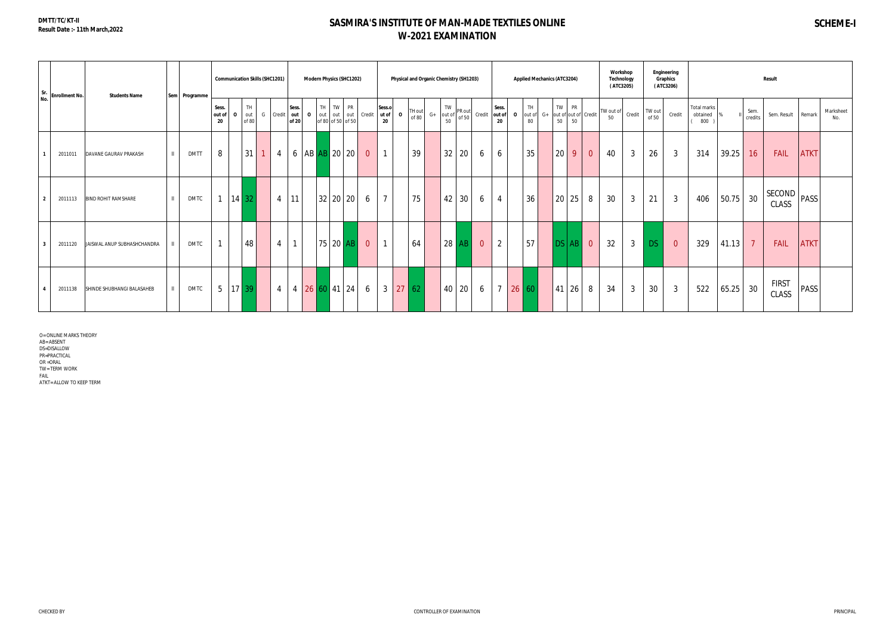DMTT/TC/KT-II
Result Date :- 11th March,2022

# SASMIRA'S INSTITUTE OF MAN-MADE TEXTILES ONLINE
## W-2021 EXAMINATION

**SCHEME-I**

| Sr. No. | Enrollment No. | Students Name | Sem | Programme | Communication Skills (SHC1201) | | | | | Modern Physics (SHC1202) | | | | | | Physical and Organic Chemistry (SH1203) | | | | | | | Applied Mechanics (ATC3204) | | | | | | | Workshop Technology (ATC3205) | | Engineering Graphics (ATC3206) | | Result | | | | | | |
|---|---|---|---|---|---|---|---|---|---|---|---|---|---|---|---|---|---|---|---|---|---|---|---|---|---|---|---|---|---|---|---|---|---|---|---|---|---|---|---|---|
| | | | | | Sess. out of 20 | O | TH out of 80 | G | Credit | Sess. out of 20 | O | TH out of 80 | TW out of 50 | PR out of 50 | Credit | Sess.out of 20 | O | TH out of 80 | G+ | TW out of 50 | PR out of 50 | Credit | Sess. out of 20 | O | TH out of 80 | G+ | TW out of 50 | PR out of 50 | Credit | TW out of 50 | Credit | TW out of 50 | Credit | Total marks obtained ( 800 ) | % II | Sem. credits | Sem. Result | Remark | Marksheet No. |
| 1 | 2011011 | DAVANE GAURAV PRAKASH | II | DMTT | 8 | | 31 | 1 | 4 | 6 | AB | AB | 20 | 20 | 0 | 1 | | 39 | | 32 | 20 | 6 | 6 | | 35 | | 20 | 9 | 0 | 40 | 3 | 26 | 3 | 314 | 39.25 | 16 | FAIL | ATKT | |
| 2 | 2011113 | BIND ROHIT RAMSHARE | II | DMTC | 1 | 14 | 32 | | 4 | 11 | | 32 | 20 | 20 | 6 | 7 | | 75 | | 42 | 30 | 6 | 4 | | 36 | | 20 | 25 | 8 | 30 | 3 | 21 | 3 | 406 | 50.75 | 30 | SECOND CLASS | PASS | |
| 3 | 2011120 | JAISWAL ANUP SUBHASHCHANDRA | II | DMTC | 1 | | 48 | | 4 | 1 | | 75 | 20 | AB | 0 | 1 | | 64 | | 28 | AB | 0 | 2 | | 57 | | DS | AB | 0 | 32 | 3 | DS | 0 | 329 | 41.13 | 7 | FAIL | ATKT | |
| 4 | 2011138 | SHINDE SHUBHANGI BALASAHEB | II | DMTC | 5 | 17 | 39 | | 4 | 4 | 26 | 60 | 41 | 24 | 6 | 3 | 27 | 62 | | 40 | 20 | 6 | 7 | 26 | 60 | | 41 | 26 | 8 | 34 | 3 | 30 | 3 | 522 | 65.25 | 30 | FIRST CLASS | PASS | |

O=ONLINE MARKS THEORY
AB=ABSENT
DS=DISALLOW
PR=PRACTICAL
OR =ORAL
TW=TERM WORK
FAIL
ATKT=ALLOW TO KEEP TERM

CHECKED BY　　　　CONTROLLER OF EXAMINATION　　　　PRINCIPAL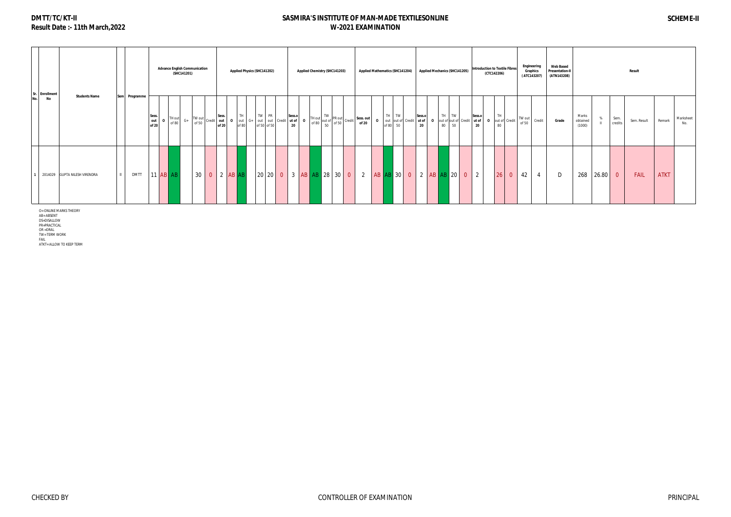**DMTT/TC/KT-II**
**Result Date :- 11th March,2022**

# SASMIRA'S INSTITUTE OF MAN-MADE TEXTILESONLINE
## W-2021 EXAMINATION

**SCHEME-II**

| Sr. No. | Enrollment No | Students Name | Sem | Programme | Advance English Communication (SHC141201) | | | | | | Applied Physics (SHC141202) | | | | | | | Applied Chemistry (SHC141203) | | | | | | Applied Mathematics (SHC141204) | | | | | Applied Mechanics (SHC141205) | | | | | Introduction to Textile Fibres (CTC142206) | | | | Engineering Graphics (ATC143207) | | Web Based Presentation-II (ATN143208) | Result | | | | | |
|---|---|---|---|---|---|---|---|---|---|---|---|---|---|---|---|---|---|---|---|---|---|---|---|---|---|---|---|---|---|---|---|---|---|---|---|---|---|---|---|---|---|---|---|---|---|---|
| | | | | | Sess. out of 20 | O | TH out of 80 | G+ | TW out of 50 | Credit | Sess. out of 20 | O | TH out of 80 | G+ | TW out of 50 | PR out of 50 | Credit | Sess.out of 20 | O | TH out of 80 | TW out of 50 | PR out of 50 | Credit | Sess. out of 20 | O | TH out of 80 | TW out of 50 | Credit | Sess.out of 20 | O | TH out of 80 | TW out of 50 | Credit | Sess.out of 20 | O | TH out of 80 | Credit | TW out of 50 | Credit | Grade | Marks obtained (1000) | % II | Sem. credits | Sem. Result | Remark | Marksheet No. |
| 1 | 2014029 | GUPTA NILESH VIRENDRA | II | DMTT | 11 | AB | AB | | 30 | 0 | 2 | AB | AB | | 20 | 20 | 0 | 3 | AB | AB | 28 | 30 | 0 | 2 | AB | AB | 30 | 0 | 2 | AB | AB | 20 | 0 | 2 | | 26 | 0 | 42 | 4 | D | 268 | 26.80 | 0 | FAIL | ATKT | |

O=ONLINE MARKS THEORY
AB=ABSENT
DS=DISALLOW
PR=PRACTICAL
OR =ORAL
TW=TERM WORK
FAIL
ATKT=ALLOW TO KEEP TERM

CHECKED BY | CONTROLLER OF EXAMINATION | PRINCIPAL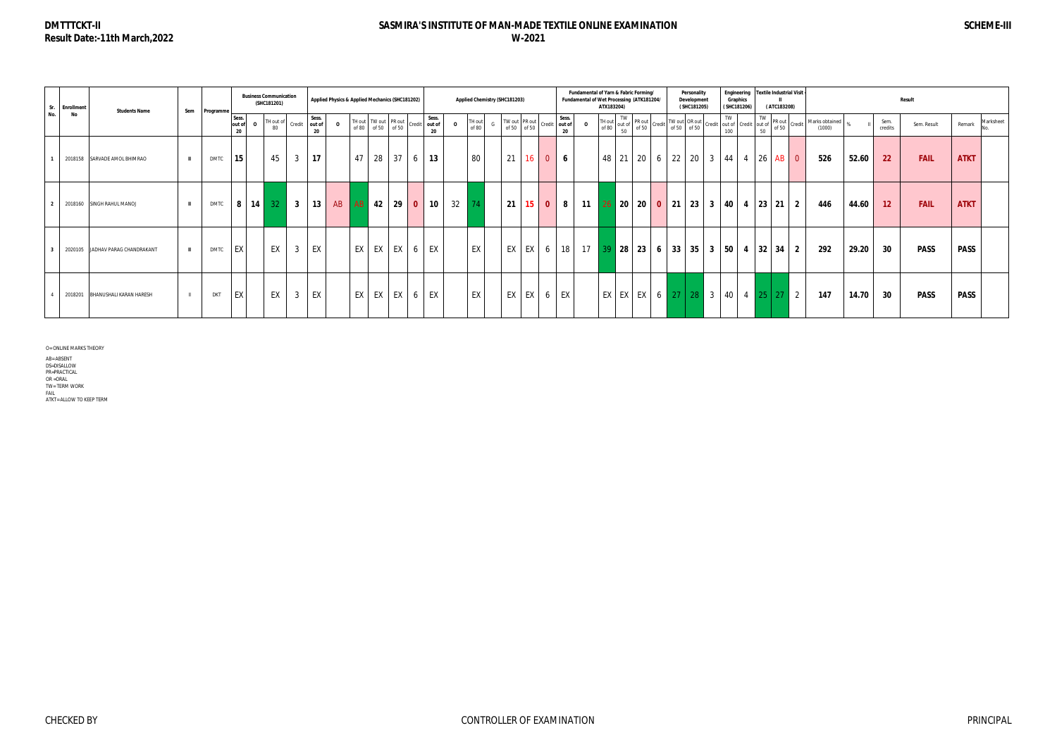**DMTTTCKT-II**
**Result Date:-11th March,2022**

# SASMIRA'S INSTITUTE OF MAN-MADE TEXTILE ONLINE EXAMINATION
## W-2021

**SCHEME-III**

| Sr. No. | Enrollment No | Students Name | Sem | Programme | Business Communication (SHC181201) | | | | Applied Physics & Applied Mechanics (SHC181202) | | | | | | Applied Chemistry (SHC181203) | | | | | | | Fundamental of Yarn & Fabric Forming/ Fundamental of Wet Processing (ATK181204/ ATX183204) | | | | | | Personality Development (SHC181205) | | | Engineering Graphics (SHC181206) | | Textile Industrial Visit - II (ATC183208) | | | Result | | | | | | |
|---|---|---|---|---|---|---|---|---|---|---|---|---|---|---|---|---|---|---|---|---|---|---|---|---|---|---|---|---|---|---|---|---|---|---|---|---|---|---|---|---|---|---|
| | | | | | Sess. out of 20 | O | TH out of 80 | Credit | Sess. out of 20 | O | TH out of 80 | TW out of 50 | PR out of 50 | Credit | Sess. out of 20 | O | TH out of 80 | G | TW out of 50 | PR out of 50 | Credit | Sess. out of 20 | O | TH out of 80 | TW out of 50 | PR out of 50 | Credit | TW out of 50 | OR out of 50 | Credit | TW out of 100 | Credit | TW out of 50 | PR out of 50 | Credit | Marks obtained (1000) | % | II | Sem. credits | Sem. Result | Remark | Marksheet No. |
| 1 | 2018158 | SARVADE AMOL BHIMRAO | III | DMTC | 15 | | 45 | 3 | 17 | | 47 | 28 | 37 | 6 | 13 | | 80 | | 21 | 16 | 0 | 6 | | 48 | 21 | 20 | 6 | 22 | 20 | 3 | 44 | 4 | 26 | AB | 0 | 526 | 52.60 | | 22 | FAIL | ATKT | |
| 2 | 2018160 | SINGH RAHUL MANOJ | III | DMTC | 8 | 14 | 32 | 3 | 13 | AB | AB | 42 | 29 | 0 | 10 | 32 | 74 | | 21 | 15 | 0 | 8 | 11 | 26 | 20 | 20 | 0 | 21 | 23 | 3 | 40 | 4 | 23 | 21 | 2 | 446 | 44.60 | | 12 | FAIL | ATKT | |
| 3 | 2020105 | JADHAV PARAG CHANDRAKANT | III | DMTC | EX | | EX | 3 | EX | | EX | EX | EX | 6 | EX | | EX | | EX | EX | 6 | 18 | 17 | 39 | 28 | 23 | 6 | 33 | 35 | 3 | 50 | 4 | 32 | 34 | 2 | 292 | 29.20 | | 30 | PASS | PASS | |
| 4 | 2018201 | BHANUSHALI KARAN HARESH | II | DKT | EX | | EX | 3 | EX | | EX | EX | EX | 6 | EX | | EX | | EX | EX | 6 | EX | | EX | EX | EX | 6 | 27 | 28 | 3 | 40 | 4 | 25 | 27 | 2 | 147 | 14.70 | | 30 | PASS | PASS | |

O=ONLINE MARKS THEORY

AB=ABSENT
DS=DISALLOW
PR=PRACTICAL
OR =ORAL
TW=TERM WORK
FAIL
ATKT=ALLOW TO KEEP TERM

CHECKED BY | CONTROLLER OF EXAMINATION | PRINCIPAL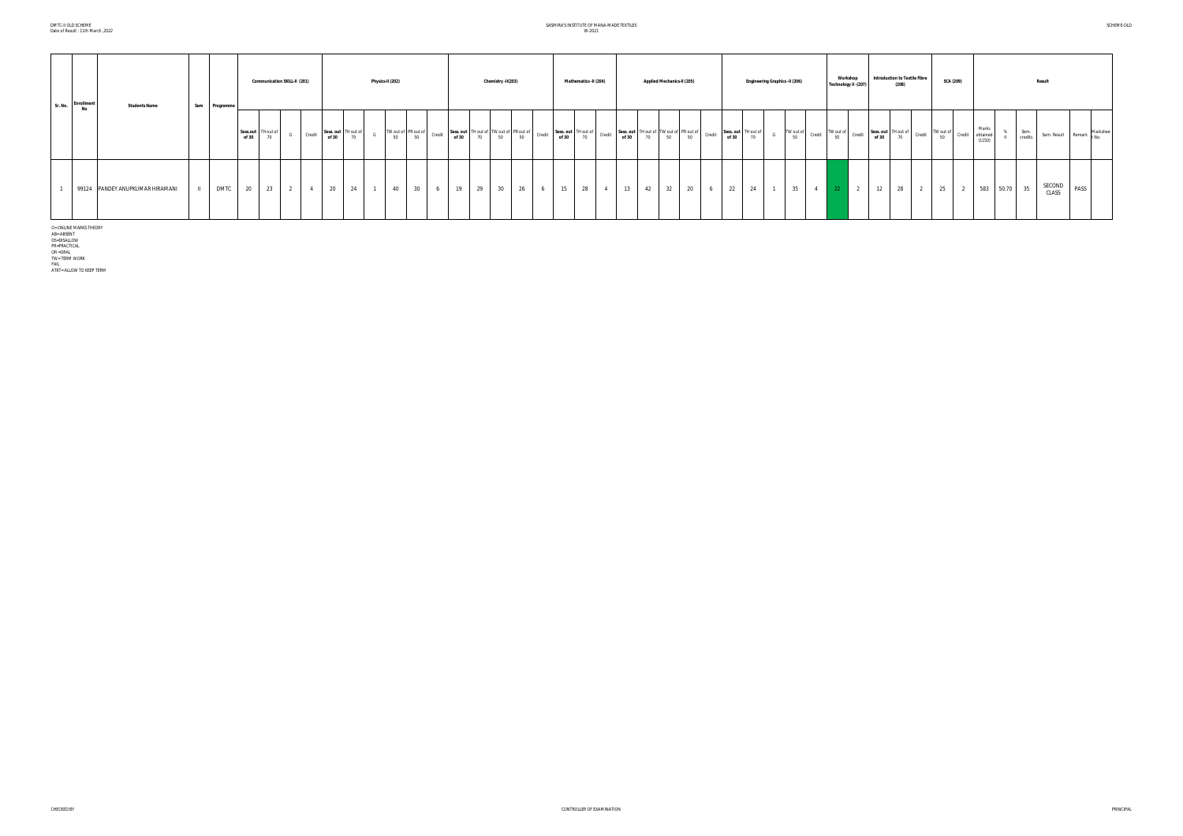DMTC-II OLD SCHEME
Date of Result : 11th March ,2022

SASMIRA'S INSTITUTE OF MAN-MADE TEXTILES
W-2021

SCHEME-OLD

| Sr. No. | Enrollment No | Students Name | Sem | Programme | Communication SKILL-II (201) | | | | Physics-II (202) | | | | | | Chemistry -II(203) | | | | | Mathematics -II (204) | | | Applied Mechanics-II (205) | | | | | Engineering Graphics -II (206) | | | | | Workshop Technology II -(207) | | Introduction to Textile Fibre (208) | | | SCA (209) | | Result | | | | | |
|---|---|---|---|---|---|---|---|---|---|---|---|---|---|---|---|---|---|---|---|---|---|---|---|---|---|---|---|---|---|---|---|---|---|---|---|---|---|---|---|---|---|---|---|---|---|
| | | | | | Sess.out of 30 | TH out of 70 | G | Credit | Sess. out of 30 | TH out of 70 | G | TW out of 50 | PR out of 50 | Credit | Sess. out of 30 | TH out of 70 | TW out of 50 | PR out of 50 | Credit | Sess. out of 30 | TH out of 70 | Credit | Sess. out of 30 | TH out of 70 | TW out of 50 | PR out of 50 | Credit | Sess. out of 30 | TH out of 70 | G | TW out of 50 | Credit | TW out of 50 | Credit | Sess. out of 30 | TH out of 70 | Credit | TW out of 50 | Credit | Marks obtained (1150) | % | Sem. credits | Sem. Result | Remark | Marksheet No. |
| 1 | 99124 | PANDEY ANUPKUMAR HIRAMANI | II | DMTC | 20 | 23 | 2 | 4 | 20 | 24 | 1 | 40 | 30 | 6 | 19 | 29 | 30 | 26 | 6 | 15 | 28 | 4 | 13 | 42 | 32 | 20 | 6 | 22 | 24 | 1 | 35 | 4 | 22 | 2 | 12 | 28 | 2 | 25 | 2 | 583 | 50.70 | 35 | SECOND CLASS | PASS | |

O=ONLINE MARKS THEORY
AB=ABSENT
DS=DISALLOW
PR=PRACTICAL
OR =ORAL
TW=TERM WORK
FAIL
ATKT=ALLOW TO KEEP TERM

CHECKED BY

CONTROLLER OF EXAMINATION

PRINCIPAL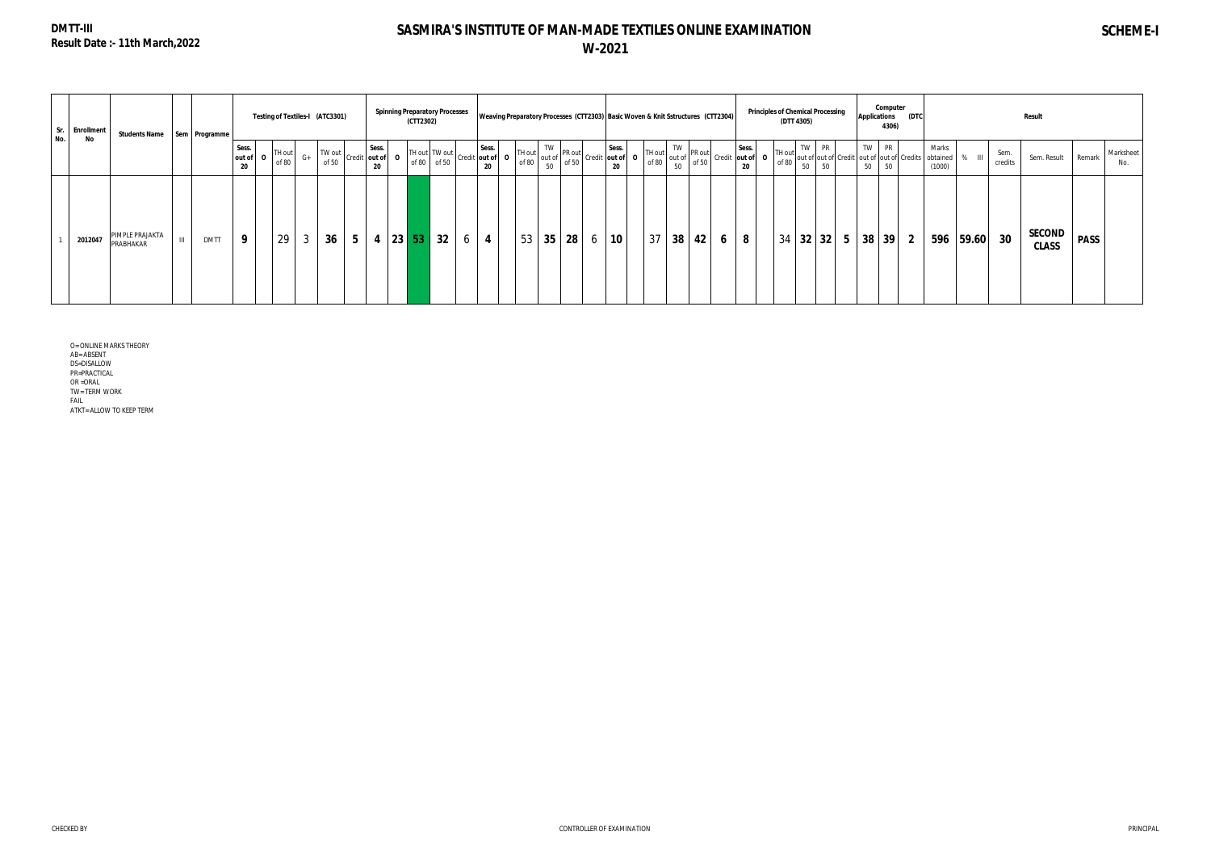**DMTT-III**
**Result Date :- 11th March,2022**

# SASMIRA'S INSTITUTE OF MAN-MADE TEXTILES ONLINE EXAMINATION
## W-2021

**SCHEME-I**

| Sr. No. | Enrollment No | Students Name | Sem | Programme | Testing of Textiles-I (ATC3301) | | | | | | Spinning Preparatory Processes (CTT2302) | | | | | Weaving Preparatory Processes (CTT2303) | | | | | | Basic Woven & Knit Sstructures (CTT2304) | | | | | | Principles of Chemical Processing (DTT 4305) | | | | | | Computer Applications (DTC 4306) | | | Result | | | | | |
|---|---|---|---|---|---|---|---|---|---|---|---|---|---|---|---|---|---|---|---|---|---|---|---|---|---|---|---|---|---|---|---|---|---|---|---|---|---|---|---|---|---|---|
| | | | | | Sess. out of 20 | O | TH out of 80 | G+ | TW out of 50 | Credit | Sess. out of 20 | O | TH out of 80 | TW out of 50 | Credit | Sess. out of 20 | O | TH out of 80 | TW out of 50 | PR out of 50 | Credit | Sess. out of 20 | O | TH out of 80 | TW out of 50 | PR out of 50 | Credit | Sess. out of 20 | O | TH out of 80 | TW out of 50 | PR out of 50 | Credit | TW out of 50 | PR out of 50 | Credits | Marks obtained (1000) | % III | Sem. credits | Sem. Result | Remark | Marksheet No. |
| 1 | 2012047 | PIMPLE PRAJAKTA PRABHAKAR | III | DMTT | 9 | | 29 | 3 | 36 | 5 | 4 | 23 | 53 | 32 | 6 | 4 | | 53 | 35 | 28 | 6 | 10 | | 37 | 38 | 42 | 6 | 8 | | 34 | 32 | 32 | 5 | 38 | 39 | 2 | 596 | 59.60 | 30 | SECOND CLASS | PASS | |

O=ONLINE MARKS THEORY
AB=ABSENT
DS=DISALLOW
PR=PRACTICAL
OR =ORAL
TW=TERM WORK
FAIL
ATKT=ALLOW TO KEEP TERM

CHECKED BY

CONTROLLER OF EXAMINATION

PRINCIPAL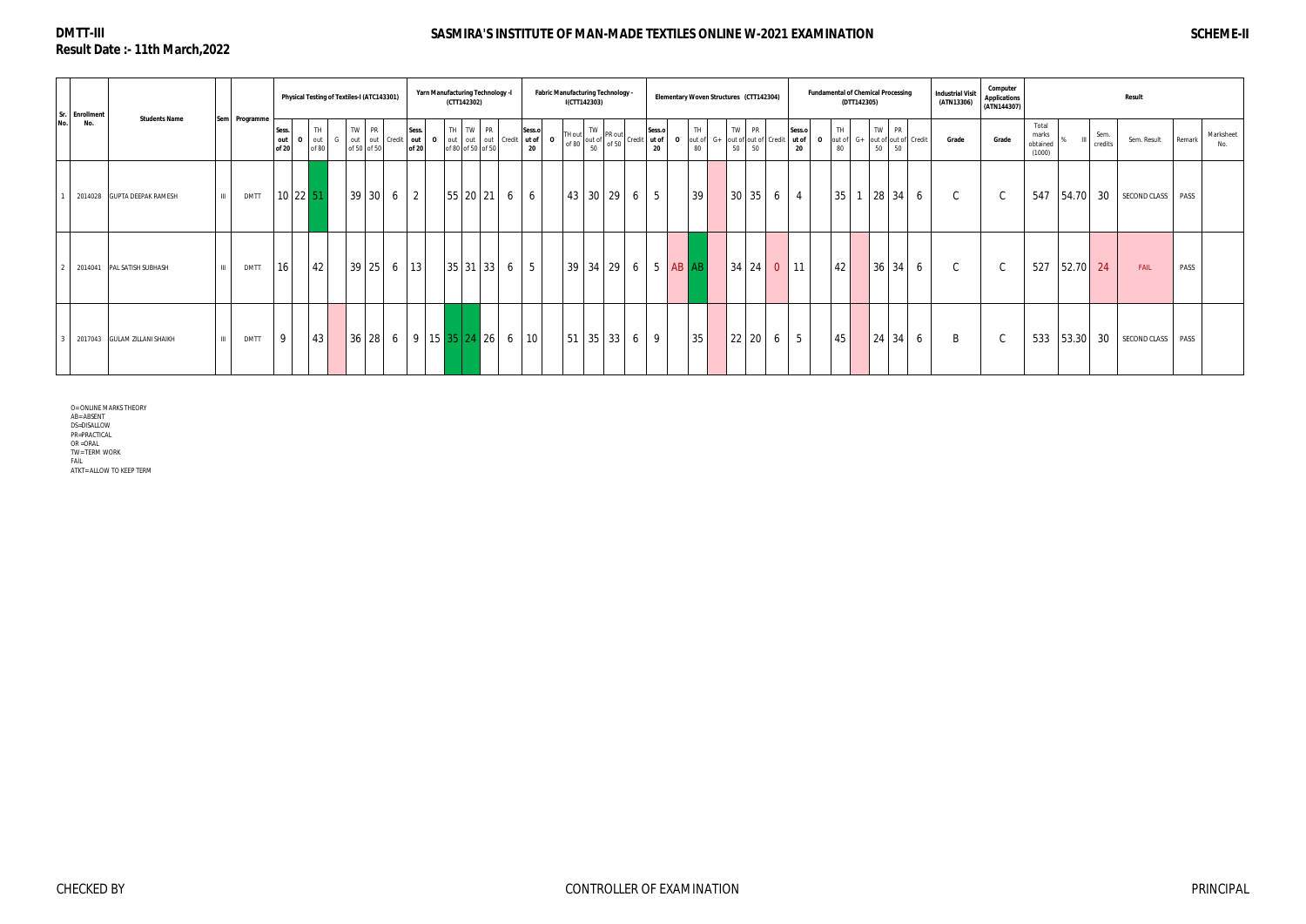**DMTT-III**

**Result Date :- 11th March,2022**

**SASMIRA'S INSTITUTE OF MAN-MADE TEXTILES ONLINE W-2021 EXAMINATION**

**SCHEME-II**

| Sr. No. | Enrollment No. | Students Name | Sem | Programme | Physical Testing of Textiles-I (ATC143301) | | | | | | | Yarn Manufacturing Technology -I (CTT142302) | | | | | | Fabric Manufacturing Technology -I(CTT142303) | | | | | | Elementary Woven Structures (CTT142304) | | | | | | | Fundamental of Chemical Processing (DTT142305) | | | | | | | Industrial Visit (ATN13306) | Computer Applications (ATN144307) | Result | | | | | |
|---|---|---|---|---|---|---|---|---|---|---|---|---|---|---|---|---|---|---|---|---|---|---|---|---|---|---|---|---|---|---|---|---|---|---|---|---|---|---|---|---|---|---|---|---|---|
| | | | | | Sess. out of 20 | O | TH out of 80 | G | TW out of 50 | PR out of 50 | Credit | Sess. out of 20 | O | TH out of 80 | TW out of 50 | PR out of 50 | Credit | Sess.out of 20 | O | TH out of 80 | TW out of 50 | PR out of 50 | Credit | Sess.out of 20 | O | TH out of 80 | G+ | TW out of 50 | PR out of 50 | Credit | Sess.out of 20 | O | TH out of 80 | G+ | TW out of 50 | PR out of 50 | Credit | Grade | Grade | Total marks obtained (1000) | % III | Sem. credits | Sem. Result | Remark | Marksheet No. |
| 1 | 2014028 | GUPTA DEEPAK RAMESH | III | DMTT | 10 | 22 | 51 | | 39 | 30 | 6 | 2 | | 55 | 20 | 21 | 6 | 6 | | 43 | 30 | 29 | 6 | 5 | | 39 | | 30 | 35 | 6 | 4 | | 35 | 1 | 28 | 34 | 6 | C | C | 547 | 54.70 | 30 | SECOND CLASS | PASS | |
| 2 | 2014041 | PAL SATISH SUBHASH | III | DMTT | 16 | | 42 | | 39 | 25 | 6 | 13 | | 35 | 31 | 33 | 6 | 5 | | 39 | 34 | 29 | 6 | 5 | AB | AB | | 34 | 24 | 0 | 11 | | 42 | | 36 | 34 | 6 | C | C | 527 | 52.70 | 24 | FAIL | PASS | |
| 3 | 2017043 | GULAM ZILLANI SHAIKH | III | DMTT | 9 | | 43 | | 36 | 28 | 6 | 9 | 15 | 35 | 24 | 26 | 6 | 10 | | 51 | 35 | 33 | 6 | 9 | | 35 | | 22 | 20 | 6 | 5 | | 45 | | 24 | 34 | 6 | B | C | 533 | 53.30 | 30 | SECOND CLASS | PASS | |

O=ONLINE MARKS THEORY
AB=ABSENT
DS=DISALLOW
PR=PRACTICAL
OR =ORAL
TW=TERM WORK
FAIL
ATKT=ALLOW TO KEEP TERM

CHECKED BY CONTROLLER OF EXAMINATION PRINCIPAL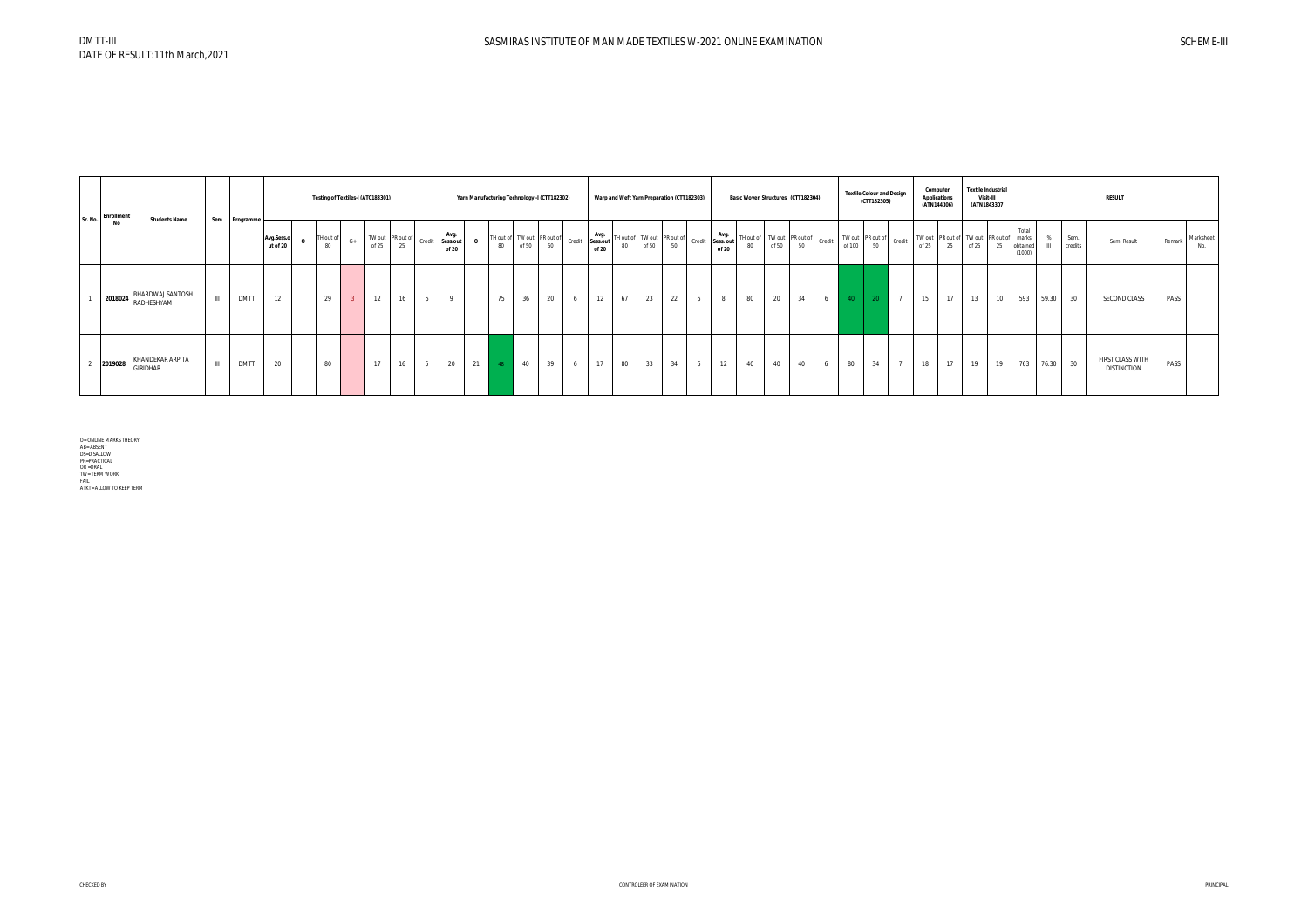DMTT-III

DATE OF RESULT:11th March,2021

# SASMIRAS INSTITUTE OF MAN MADE TEXTILES W-2021 ONLINE EXAMINATION

SCHEME-III

| Sr. No. | Enrollment No | Students Name | Sem | Programme | Testing of Textiles-I (ATC183301) | | | | | | | Yarn Manufacturing Technology -I (CTT182302) | | | | | | Warp and Weft Yarn Preparation (CTT182303) | | | | | Basic Woven Structures (CTT182304) | | | | | Textile Colour and Design (CTT182305) | | | Computer Applications (ATN144306) | | Textile Industrial Visit-III (ATN1843307) | | RESULT | | | | | |
|---|---|---|---|---|---|---|---|---|---|---|---|---|---|---|---|---|---|---|---|---|---|---|---|---|---|---|---|---|---|---|---|---|---|---|---|---|---|---|---|
| | | | | | Avg.Sess.out of 20 | O | TH out of 80 | G+ | TW out of 25 | PR out of 25 | Credit | Avg. Sess.out of 20 | O | TH out of 80 | TW out of 50 | PR out of 50 | Credit | Avg. Sess.out of 20 | TH out of 80 | TW out of 50 | PR out of 50 | Credit | Avg. Sess. out of 20 | TH out of 80 | TW out of 50 | PR out of 50 | Credit | TW out of 100 | PR out of 50 | Credit | TW out of 25 | PR out of 25 | TW out of 25 | PR out of 25 | Total marks obtained (1000) | % III | Sem. credits | Sem. Result | Remark | Marksheet No. |
| 1 | 2018024 | BHARDWAJ SANTOSH RADHESHYAM | III | DMTT | 12 | | 29 | 3 | 12 | 16 | 5 | 9 | | 75 | 36 | 20 | 6 | 12 | 67 | 23 | 22 | 6 | 8 | 80 | 20 | 34 | 6 | 40 | 20 | 7 | 15 | 17 | 13 | 10 | 593 | 59.30 | 30 | SECOND CLASS | PASS | |
| 2 | 2019028 | KHANDEKAR ARPITA GIRIDHAR | III | DMTT | 20 | | 80 | | 17 | 16 | 5 | 20 | 21 | 48 | 40 | 39 | 6 | 17 | 80 | 33 | 34 | 6 | 12 | 40 | 40 | 40 | 6 | 80 | 34 | 7 | 18 | 17 | 19 | 19 | 763 | 76.30 | 30 | FIRST CLASS WITH DISTINCTION | PASS | |

O=ONLINE MARKS THEORY
AB=ABSENT
DS=DISALLOW
PR=PRACTICAL
OR =ORAL
TW=TERM WORK
FAIL
ATKT=ALLOW TO KEEP TERM

CHECKED BY CONTROLEER OF EXAMINATION PRINCIPAL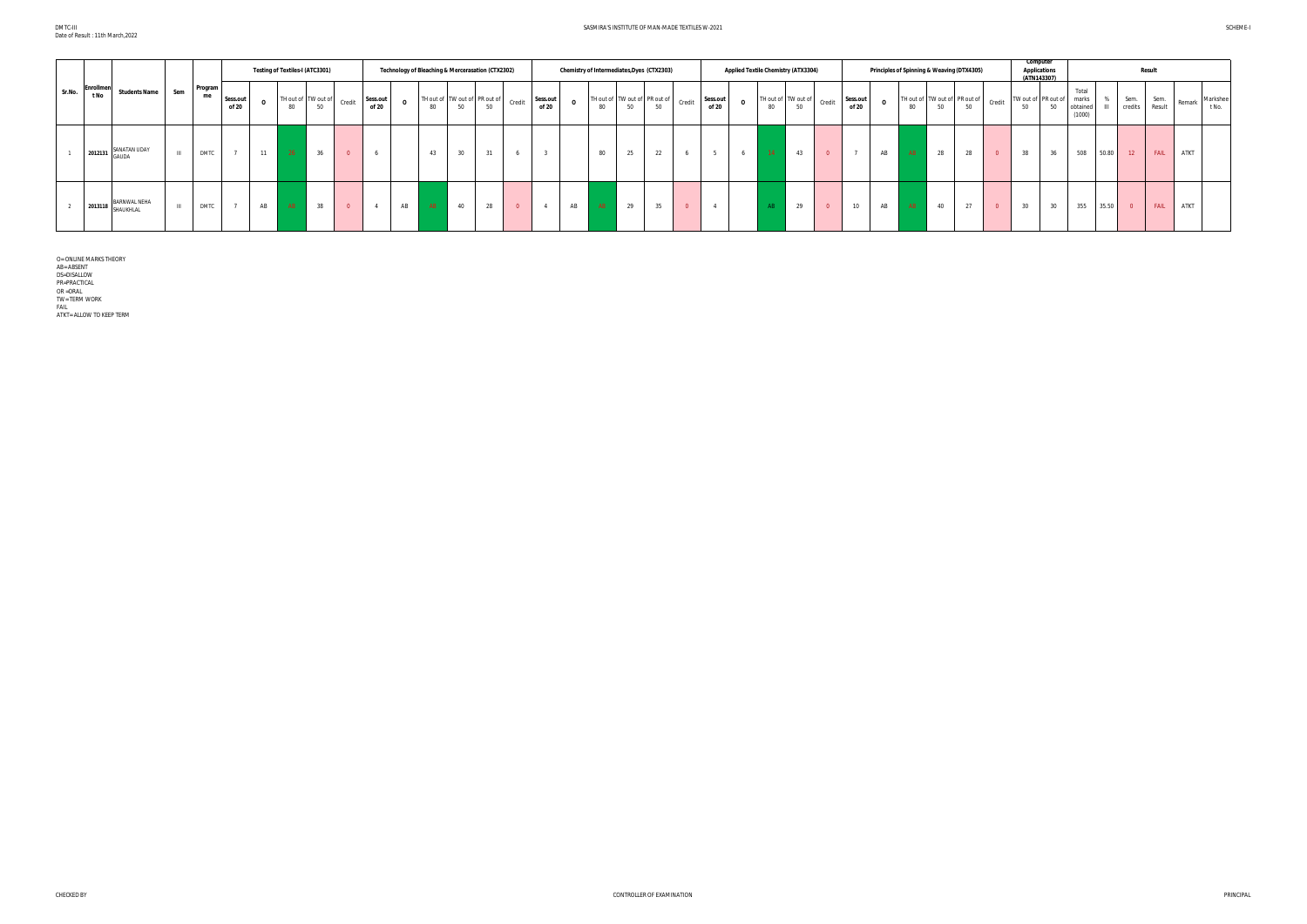DMTC-III
Date of Result : 11th March,2022

SASMIRA'S INSTITUTE OF MAN-MADE TEXTILES W-2021

SCHEME-I

| Sr.No. | Enrollment No | Students Name | Sem | Programme | Testing of Textiles-I (ATC3301) | | | | | Technology of Bleaching & Mercerasation (CTX2302) | | | | | | Chemistry of Intermediates,Dyes (CTX2303) | | | | | | Applied Textile Chemistry (ATX3304) | | | | | Principles of Spinning & Weaving (DTX4305) | | | | | | Computer Applications (ATN143307) | | Result | | | | | | |
|---|---|---|---|---|---|---|---|---|---|---|---|---|---|---|---|---|---|---|---|---|---|---|---|---|---|---|---|---|---|---|---|---|---|---|---|---|---|---|---|
| | | | | | Sess.out of 20 | O | TH out of 80 | TW out of 50 | Credit | Sess.out of 20 | O | TH out of 80 | TW out of 50 | PR out of 50 | Credit | Sess.out of 20 | O | TH out of 80 | TW out of 50 | PR out of 50 | Credit | Sess.out of 20 | O | TH out of 80 | TW out of 50 | Credit | Sess.out of 20 | O | TH out of 80 | TW out of 50 | PR out of 50 | Credit | TW out of 50 | PR out of 50 | Total marks obtained (1000) | % III | Sem. credits | Sem. Result | Remark | Marksheet No. |
| 1 | 2012131 | SANATAN UDAY GAUDA | III | DMTC | 7 | 11 | 20 | 36 | 0 | 6 | | 43 | 30 | 31 | 6 | 3 | | 80 | 25 | 22 | 6 | 5 | 6 | 16 | 43 | 0 | 7 | AB | AB | 28 | 28 | 0 | 38 | 36 | 508 | 50.80 | 12 | FAIL | ATKT | |
| 2 | 2013118 | BARNWAL NEHA SHAUKHLAL | III | DMTC | 7 | AB | AB | 38 | 0 | 4 | AB | AB | 40 | 28 | 0 | 4 | AB | AB | 29 | 35 | 0 | 4 | | AB | 29 | 0 | 10 | AB | AB | 40 | 27 | 0 | 30 | 30 | 355 | 35.50 | 0 | FAIL | ATKT | |

O=ONLINE MARKS THEORY
AB=ABSENT
DS=DISALLOW
PR=PRACTICAL
OR =ORAL
TW=TERM WORK
FAIL
ATKT=ALLOW TO KEEP TERM

CHECKED BY | CONTROLLER OF EXAMINATION | PRINCIPAL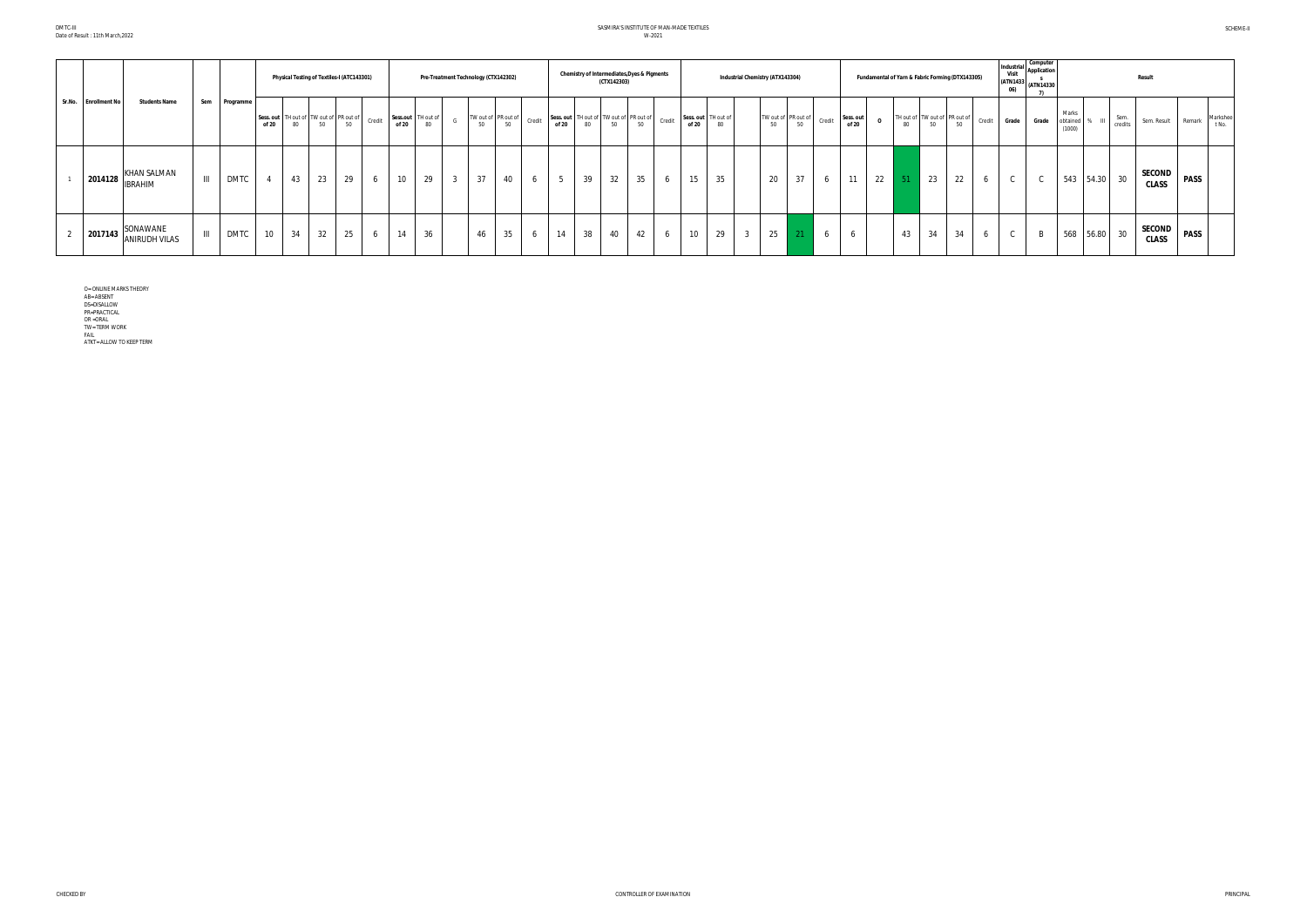DMTC-III
Date of Result : 11th March,2022

SASMIRA'S INSTITUTE OF MAN-MADE TEXTILES
W-2021

SCHEME-II

| Sr.No. | Enrollment No | Students Name | Sem | Programme | Physical Testing of Textiles-I (ATC143301) | | | | | Pre-Treatment Technology (CTX142302) | | | | | | Chemistry of Intermediates,Dyes & Pigments (CTX142303) | | | | | Industrial Chemistry (ATX143304) | | | | | | Fundamental of Yarn & Fabric Forming (DTX143305) | | | | | | Industrial Visit (ATN143306) | Computer Applications (ATN143307) | Result | | | | | |
|---|---|---|---|---|---|---|---|---|---|---|---|---|---|---|---|---|---|---|---|---|---|---|---|---|---|---|---|---|---|---|---|---|---|---|---|---|---|---|---|---|
| | | | | | Sess. out of 20 | TH out of 80 | TW out of 50 | PR out of 50 | Credit | Sess.out of 20 | TH out of 80 | G | TW out of 50 | PR out of 50 | Credit | Sess. out of 20 | TH out of 80 | TW out of 50 | PR out of 50 | Credit | Sess. out of 20 | TH out of 80 | | TW out of 50 | PR out of 50 | Credit | Sess. out of 20 | O | TH out of 80 | TW out of 50 | PR out of 50 | Credit | Grade | Grade | Marks obtained (1000) | % III | Sem. credits | Sem. Result | Remark | Marksheet No. |
| 1 | 2014128 | KHAN SALMAN IBRAHIM | III | DMTC | 4 | 43 | 23 | 29 | 6 | 10 | 29 | 3 | 37 | 40 | 6 | 5 | 39 | 32 | 35 | 6 | 15 | 35 | | 20 | 37 | 6 | 11 | 22 | 51 | 23 | 22 | 6 | C | C | 543 | 54.30 | 30 | SECOND CLASS | PASS | |
| 2 | 2017143 | SONAWANE ANIRUDH VILAS | III | DMTC | 10 | 34 | 32 | 25 | 6 | 14 | 36 | | 46 | 35 | 6 | 14 | 38 | 40 | 42 | 6 | 10 | 29 | 3 | 25 | 21 | 6 | 6 | | 43 | 34 | 34 | 6 | C | B | 568 | 56.80 | 30 | SECOND CLASS | PASS | |

O= ONLINE MARKS THEORY
AB= ABSENT
DS=DISALLOW
PR=PRACTICAL
OR =ORAL
TW= TERM WORK
FAIL
ATKT= ALLOW TO KEEP TERM

CHECKED BY

CONTROLLER OF EXAMINATION

PRINCIPAL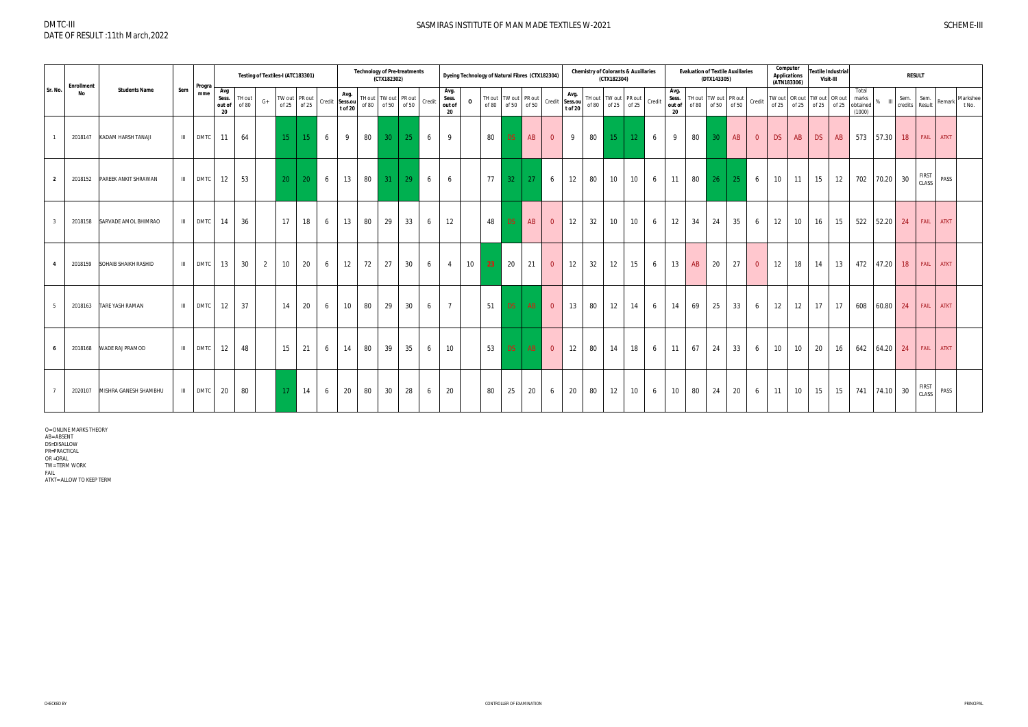DMTC-III
DATE OF RESULT :11th March,2022

# SASMIRAS INSTITUTE OF MAN MADE TEXTILES W-2021

SCHEME-III

| Sr. No. | Enrollment No | Students Name | Sem | Programme | Testing of Textiles-I (ATC183301) | | | | | | Technology of Pre-treatments (CTX182302) | | | | | Dyeing Technology of Natural Fibres (CTX182304) | | | | | | Chemistry of Colorants & Auxiliaries (CTX182304) | | | | | Evaluation of Textile Auxiliaries (DTX143305) | | | | | Computer Applications (ATN183306) | | Textile Industrial Visit-III | | RESULT | | | | | |
|---|---|---|---|---|---|---|---|---|---|---|---|---|---|---|---|---|---|---|---|---|---|---|---|---|---|---|---|---|---|---|---|---|---|---|---|---|---|---|---|---|
| | | | | | Avg Sess. out of 20 | TH out of 80 | G+ | TW out of 25 | PR out of 25 | Credit | Avg. Sess.out of 20 | TH out of 80 | TW out of 50 | PR out of 50 | Credit | Avg. Sess. out of 20 | O | TH out of 80 | TW out of 50 | PR out of 50 | Credit | Avg. Sess.out of 20 | TH out of 80 | TW out of 25 | PR out of 25 | Credit | Avg. Sess. out of 20 | TH out of 80 | TW out of 50 | PR out of 50 | Credit | TW out of 25 | OR out of 25 | TW out of 25 | OR out of 25 | Total marks obtained (1000) | % III | Sem. credits | Sem. Result | Remark | Marksheet No. |
| 1 | 2018147 | KADAM HARSH TANAJI | III | DMTC | 11 | 64 | | 15 | 15 | 6 | 9 | 80 | 30 | 25 | 6 | 9 | | 80 | DS | AB | 0 | 9 | 80 | 15 | 12 | 6 | 9 | 80 | 30 | AB | 0 | DS | AB | DS | AB | 573 | 57.30 | 18 | FAIL | ATKT | |
| 2 | 2018152 | PAREEK ANKIT SHRAWAN | III | DMTC | 12 | 53 | | 20 | 20 | 6 | 13 | 80 | 31 | 29 | 6 | 6 | | 77 | 32 | 27 | 6 | 12 | 80 | 10 | 10 | 6 | 11 | 80 | 26 | 25 | 6 | 10 | 11 | 15 | 12 | 702 | 70.20 | 30 | FIRST CLASS | PASS | |
| 3 | 2018158 | SARVADE AMOL BHIMRAO | III | DMTC | 14 | 36 | | 17 | 18 | 6 | 13 | 80 | 29 | 33 | 6 | 12 | | 48 | DS | AB | 0 | 12 | 32 | 10 | 10 | 6 | 12 | 34 | 24 | 35 | 6 | 12 | 10 | 16 | 15 | 522 | 52.20 | 24 | FAIL | ATKT | |
| 4 | 2018159 | SOHAIB SHAIKH RASHID | III | DMTC | 13 | 30 | 2 | 10 | 20 | 6 | 12 | 72 | 27 | 30 | 6 | 4 | 10 | 23 | 20 | 21 | 0 | 12 | 32 | 12 | 15 | 6 | 13 | AB | 20 | 27 | 0 | 12 | 18 | 14 | 13 | 472 | 47.20 | 18 | FAIL | ATKT | |
| 5 | 2018163 | TARE YASH RAMAN | III | DMTC | 12 | 37 | | 14 | 20 | 6 | 10 | 80 | 29 | 30 | 6 | 7 | | 51 | DS | AB | 0 | 13 | 80 | 12 | 14 | 6 | 14 | 69 | 25 | 33 | 6 | 12 | 12 | 17 | 17 | 608 | 60.80 | 24 | FAIL | ATKT | |
| 6 | 2018168 | WADE RAJ PRAMOD | III | DMTC | 12 | 48 | | 15 | 21 | 6 | 14 | 80 | 39 | 35 | 6 | 10 | | 53 | DS | AB | 0 | 12 | 80 | 14 | 18 | 6 | 11 | 67 | 24 | 33 | 6 | 10 | 10 | 20 | 16 | 642 | 64.20 | 24 | FAIL | ATKT | |
| 7 | 2020107 | MISHRA GANESH SHAMBHU | III | DMTC | 20 | 80 | | 17 | 14 | 6 | 20 | 80 | 30 | 28 | 6 | 20 | | 80 | 25 | 20 | 6 | 20 | 80 | 12 | 10 | 6 | 10 | 80 | 24 | 20 | 6 | 11 | 10 | 15 | 15 | 741 | 74.10 | 30 | FIRST CLASS | PASS | |

O=ONLINE MARKS THEORY
AB=ABSENT
DS=DISALLOW
PR=PRACTICAL
OR =ORAL
TW=TERM WORK
FAIL
ATKT=ALLOW TO KEEP TERM

CHECKED BY

CONTROLLER OF EXAMINATION

PRINCIPAL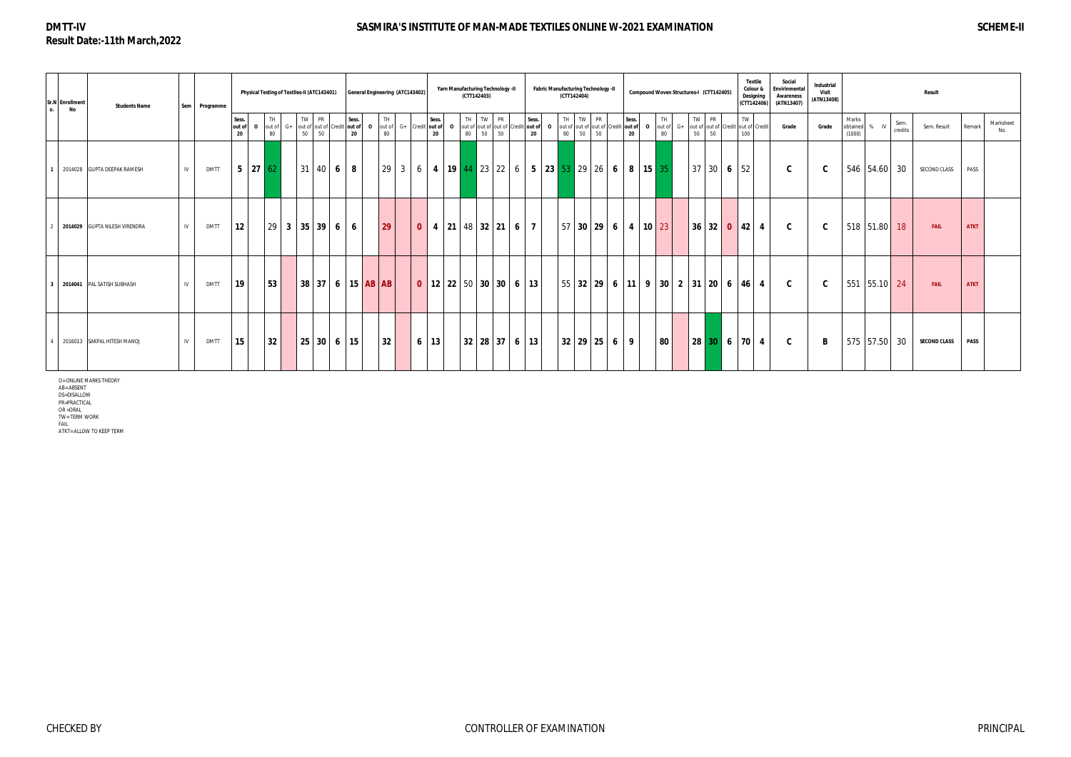# DMTT-IV

**Result Date:-11th March,2022**

## SASMIRA'S INSTITUTE OF MAN-MADE TEXTILES ONLINE W-2021 EXAMINATION

**SCHEME-II**

| Sr.No. | Enrollment No | Students Name | Sem | Programme | Physical Testing of Textiles-II (ATC143401) | | | | | | | General Engineering (ATC143402) | | | | | Yarn Manufacturing Technology -II (CTT142403) | | | | | | Fabric Manufacturing Technology -II (CTT142404) | | | | | | Compound Woven Structures-I (CTT142405) | | | | | | | Textile Colour & Designing (CTT142406) | | Social Envirinmental Awareness (ATN13407) | Industrial Visit (ATN13408) | Result | | | | | |
|---|---|---|---|---|---|---|---|---|---|---|---|---|---|---|---|---|---|---|---|---|---|---|---|---|---|---|---|---|---|---|---|---|---|---|---|---|---|---|---|---|---|---|---|---|---|
| | | | | | Sess. out of 20 | O | TH out of 80 | G+ | TW out of 50 | PR out of 50 | Credit | Sess. out of 20 | O | TH out of 80 | G+ | Credit | Sess. out of 20 | O | TH out of 80 | TW out of 50 | PR out of 50 | Credit | Sess. out of 20 | O | TH out of 80 | TW out of 50 | PR out of 50 | Credit | Sess. out of 20 | O | TH out of 80 | G+ | TW out of 50 | PR out of 50 | Credit | TW out of 100 | Credit | Grade | Grade | Marks obtained (1000) | % IV | Sem. credits | Sem. Result | Remark | Marksheet No. |
| 1 | 2014028 | GUPTA DEEPAK RAMESH | IV | DMTT | 5 | 27 | 62 | | 31 | 40 | 6 | 8 | | 29 | 3 | 6 | 4 | 19 | 44 | 23 | 22 | 6 | 5 | 23 | 53 | 29 | 26 | 6 | 8 | 15 | 35 | | 37 | 30 | 6 | 52 | | C | C | 546 | 54.60 | 30 | SECOND CLASS | PASS | |
| 2 | 2014029 | GUPTA NILESH VIRENDRA | IV | DMTT | 12 | | 29 | 3 | 35 | 39 | 6 | 6 | | 29 | | 0 | 4 | 21 | 48 | 32 | 21 | 6 | 7 | | 57 | 30 | 29 | 6 | 4 | 10 | 23 | | 36 | 32 | 0 | 42 | 4 | C | C | 518 | 51.80 | 18 | FAIL | ATKT | |
| 3 | 2014041 | PAL SATISH SUBHASH | IV | DMTT | 19 | | 53 | | 38 | 37 | 6 | 15 | AB | AB | | 0 | 12 | 22 | 50 | 30 | 30 | 6 | 13 | | 55 | 32 | 29 | 6 | 11 | 9 | 30 | 2 | 31 | 20 | 6 | 46 | 4 | C | C | 551 | 55.10 | 24 | FAIL | ATKT | |
| 4 | 2016013 | SAKPAL HITESH MANOJ | IV | DMTT | 15 | | 32 | | 25 | 30 | 6 | 15 | | 32 | | 6 | 13 | | 32 | 28 | 37 | 6 | 13 | | 32 | 29 | 25 | 6 | 9 | | 80 | | 28 | 30 | 6 | 70 | 4 | C | B | 575 | 57.50 | 30 | SECOND CLASS | PASS | |

O=ONLINE MARKS THEORY
AB=ABSENT
DS=DISALLOW
PR=PRACTICAL
OR =ORAL
TW=TERM WORK
FAIL
ATKT=ALLOW TO KEEP TERM

CHECKED BY | CONTROLLER OF EXAMINATION | PRINCIPAL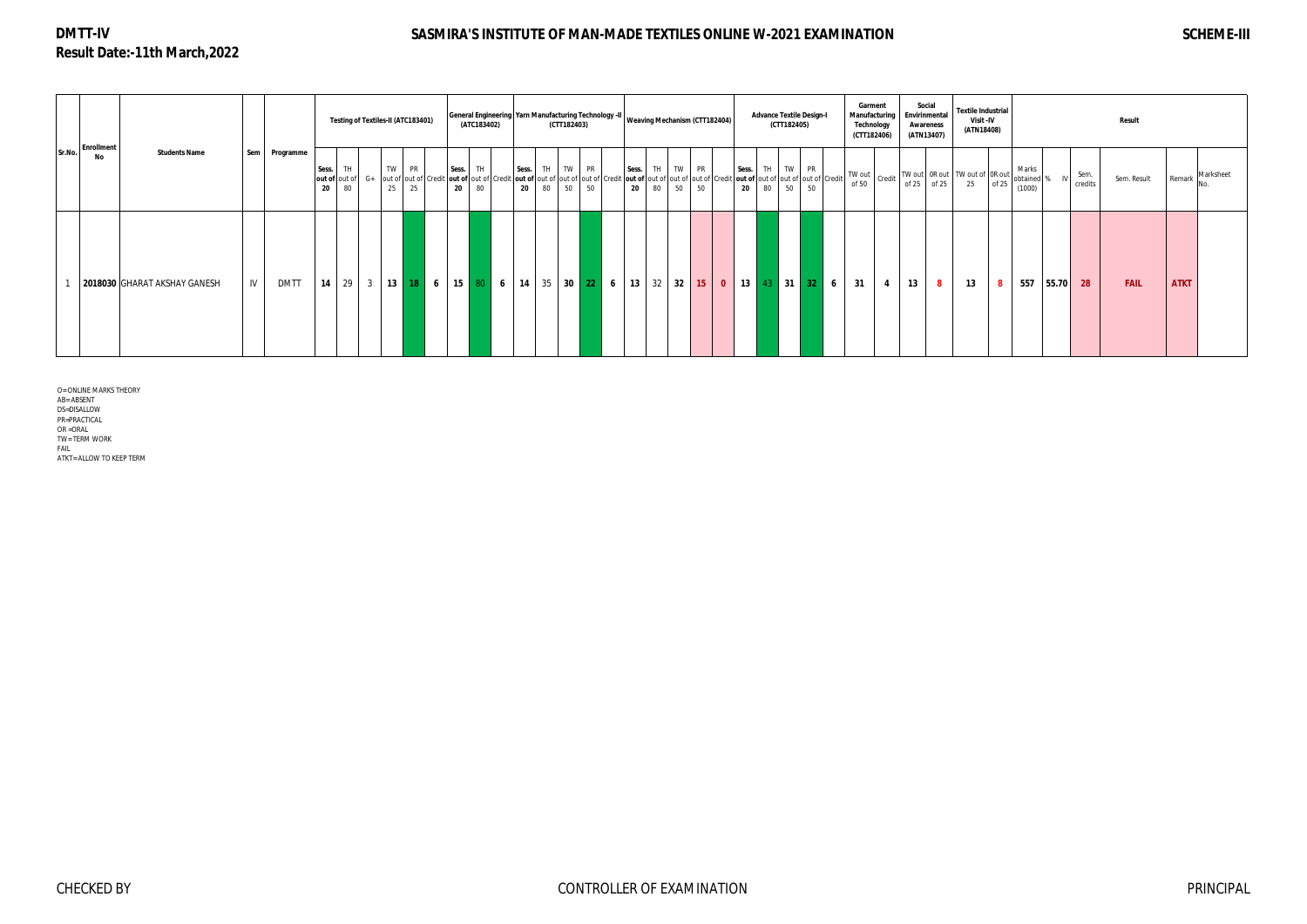**DMTT-IV**

**Result Date:-11th March,2022**

# SASMIRA'S INSTITUTE OF MAN-MADE TEXTILES ONLINE W-2021 EXAMINATION

**SCHEME-III**

| Sr.No. | Enrollment No | Students Name | Sem | Programme | Testing of Textiles-II (ATC183401) | | | | | | General Engineering (ATC183402) | | | Yarn Manufacturing Technology -II (CTT182403) | | | | | Weaving Mechanism (CTT182404) | | | | | Advance Textile Design-I (CTT182405) | | | | | Garment Manufacturing Technology (CTT182406) | | Social Envirinmental Awareness (ATN13407) | | Textile Industrial Visit -IV (ATN18408) | | Result | | | | | |
|---|---|---|---|---|---|---|---|---|---|---|---|---|---|---|---|---|---|---|---|---|---|---|---|---|---|---|---|---|---|---|---|---|---|---|---|---|---|---|---|---|---|
| | | | | | Sess. out of 20 | TH out of 80 | G+ | TW out of 25 | PR out of 25 | Credit | Sess. out of 20 | TH out of 80 | Credit | Sess. out of 20 | TH out of 80 | TW out of 50 | PR out of 50 | Credit | Sess. out of 20 | TH out of 80 | TW out of 50 | PR out of 50 | Credit | Sess. out of 20 | TH out of 80 | TW out of 50 | PR out of 50 | Credit | TW out of 50 | Credit | TW out of 25 | OR out of 25 | TW out of 25 | OR out of 25 | Marks obtained (1000) | % IV | Sem. credits | Sem. Result | Remark | Marksheet No. |
| 1 | 2018030 | GHARAT AKSHAY GANESH | IV | DMTT | 14 | 29 | 3 | 13 | 18 | 6 | 15 | 80 | 6 | 14 | 35 | 30 | 22 | 6 | 13 | 32 | 32 | 15 | 0 | 13 | 43 | 31 | 32 | 6 | 31 | 4 | 13 | 8 | 13 | 8 | 557 | 55.70 | 28 | FAIL | ATKT | |

O=ONLINE MARKS THEORY
AB=ABSENT
DS=DISALLOW
PR=PRACTICAL
OR =ORAL
TW=TERM WORK
FAIL
ATKT=ALLOW TO KEEP TERM

CHECKED BY | CONTROLLER OF EXAMINATION | PRINCIPAL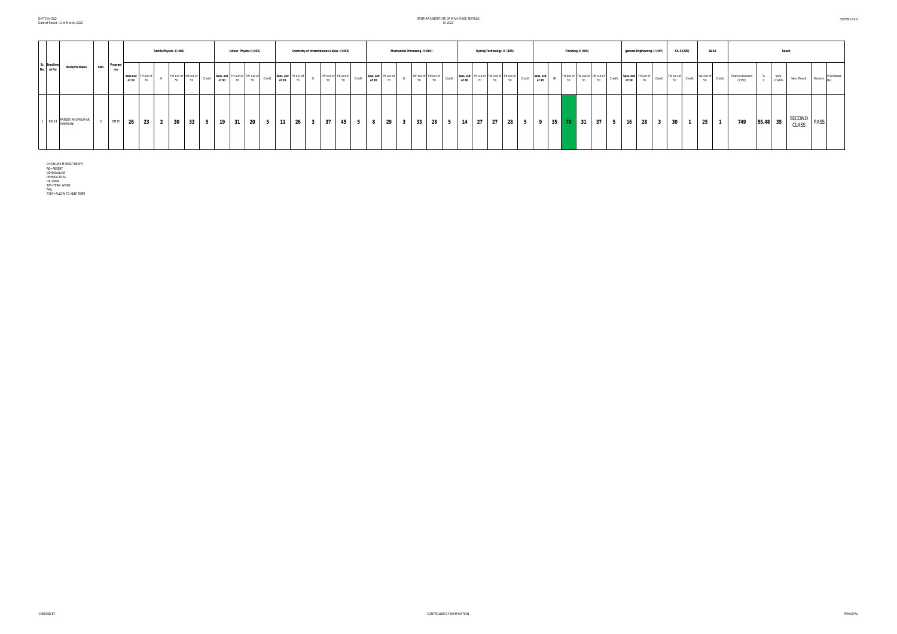DMTC-IV-OLD
Date of Result : 11th March, 2022

SASMIRA'S INSTITUTE OF MAN-MADE TEXTILES
W-2021

SCHEME-OLD

| Sr. No. | Enrollment No | Students Name | Sem | Programme | Textile Physics -II (401) | | | | | | Colour Physics-II (402) | | | | Chemistry of Intermidiates & dyes -II (403) | | | | | | Mechanical Processing -II (404) | | | | | | Dyeing Technology -II (405) | | | | | Finishing -II (406) | | | | | | general Engineering -II (407) | | | CA-II (209) | | S&EA | | Result | | | | | |
|---|---|---|---|---|---|---|---|---|---|---|---|---|---|---|---|---|---|---|---|---|---|---|---|---|---|---|---|---|---|---|---|---|---|---|---|---|---|---|---|---|---|---|---|---|---|---|---|---|---|---|
| | | | | | Sess.out of 30 | TH out of 70 | G | TW out of 50 | PR out of 50 | Credit | Sess. out of 30 | TH out of 70 | TW out of 50 | Credit | Sess. out of 30 | TH out of 70 | G | TW out of 50 | PR out of 50 | Credit | Sess. out of 30 | TH out of 70 | G | TW out of 50 | PR out of 50 | Credit | Sess. out of 30 | TH out of 70 | TW out of 50 | PR out of 50 | Credit | Sess. out of 30 | O | TH out of 70 | TW out of 50 | PR out of 50 | Credit | Sess. out of 30 | TH out of 70 | Credit | TW out of 50 | Credit | TW out of 50 | Credit | Marks obtained (1350) | % | Sem. credits | Sem. Result | Remark | Marksheet No. |
| 1 | 99124 | PANDEY ANUPKUMAR HIRAMANI | II | DMTC | 26 | 23 | 2 | 30 | 33 | 5 | 19 | 31 | 20 | 5 | 11 | 26 | 3 | 37 | 45 | 5 | 8 | 29 | 3 | 33 | 28 | 5 | 14 | 27 | 27 | 28 | 5 | 9 | 35 | 70 | 31 | 37 | 5 | 16 | 28 | 3 | 30 | 1 | 25 | 1 | 749 | 55.48 | 35 | SECOND CLASS | PASS | |

O=ONLINE MARKS THEORY
AB=ABSENT
DS=DISALLOW
PR=PRACTICAL
OR =ORAL
TW=TERM WORK
FAIL
ATKT=ALLOW TO KEEP TERM

CHECKED BY

CONTROLLER OF EXAMINATION

PRINCIPAL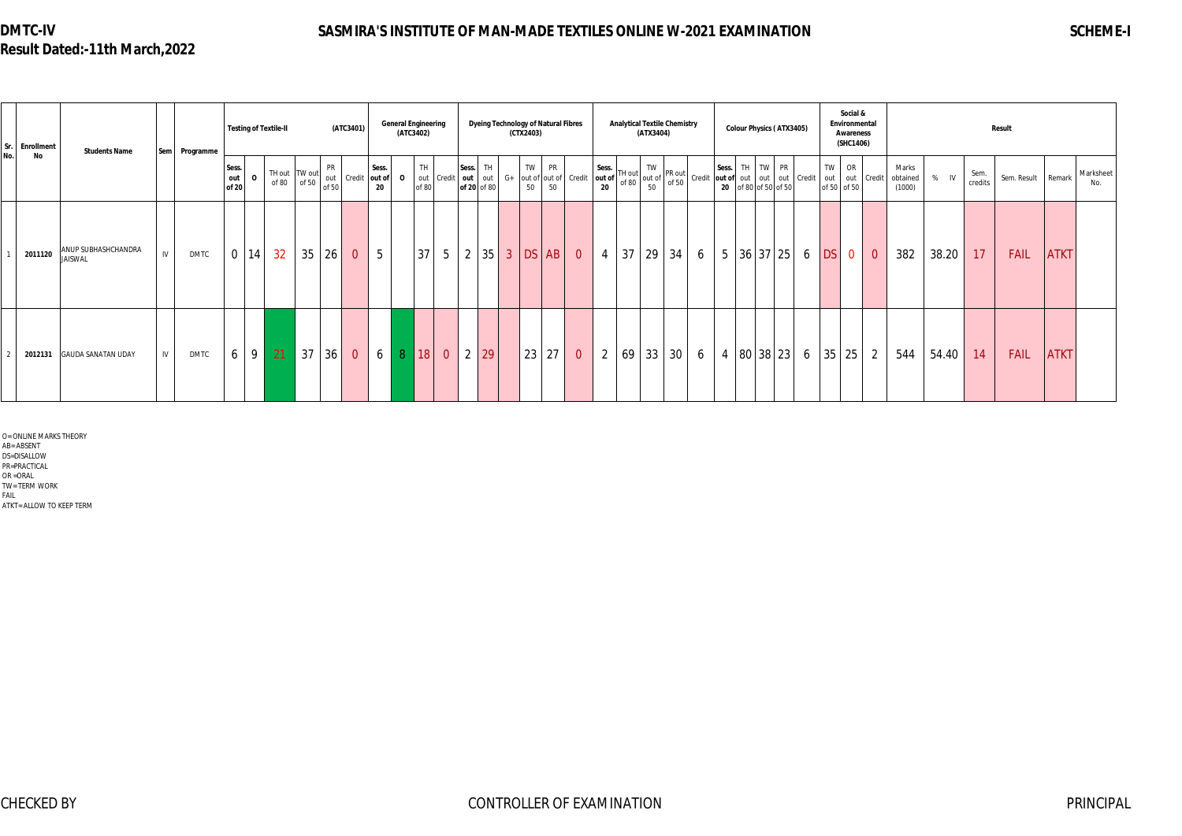**DMTC-IV**

**Result Dated:-11th March,2022**

# SASMIRA'S INSTITUTE OF MAN-MADE TEXTILES ONLINE W-2021 EXAMINATION

**SCHEME-I**

| Sr. No. | Enrollment No | Students Name | Sem | Programme | Testing of Textile-II (ATC3401) | | | | | | General Engineering (ATC3402) | | | | Dyeing Technology of Natural Fibres (CTX2403) | | | | | | Analytical Textile Chemistry (ATX3404) | | | | | Colour Physics ( ATX3405) | | | | | Social & Environmental Awareness (SHC1406) | | | Result | | | | | |
|---|---|---|---|---|---|---|---|---|---|---|---|---|---|---|---|---|---|---|---|---|---|---|---|---|---|---|---|---|---|---|---|---|---|---|---|---|---|---|---|
| | | | | | Sess. out of 20 | O | TH out of 80 | TW out of 50 | PR out of 50 | Credit | Sess. out of 20 | O | TH out of 80 | Credit | Sess. out of 20 | TH out of 80 | G+ | TW out of 50 | PR out of 50 | Credit | Sess. out of 20 | TH out of 80 | TW out of 50 | PR out of 50 | Credit | Sess. out of 20 | TH out of 80 | TW out of 50 | PR out of 50 | Credit | TW out of 50 | OR out of 50 | Credit | Marks obtained (1000) | % IV | Sem. credits | Sem. Result | Remark | Marksheet No. |
| 1 | 2011120 | ANUP SUBHASHCHANDRA JAISWAL | IV | DMTC | 0 | 14 | 32 | 35 | 26 | 0 | 5 | | 37 | 5 | 2 | 35 | 3 | DS | AB | 0 | 4 | 37 | 29 | 34 | 6 | 5 | 36 | 37 | 25 | 6 | DS | 0 | 0 | 382 | 38.20 | 17 | FAIL | ATKT | |
| 2 | 2012131 | GAUDA SANATAN UDAY | IV | DMTC | 6 | 9 | 21 | 37 | 36 | 0 | 6 | 8 | 18 | 0 | 2 | 29 | | 23 | 27 | 0 | 2 | 69 | 33 | 30 | 6 | 4 | 80 | 38 | 23 | 6 | 35 | 25 | 2 | 544 | 54.40 | 14 | FAIL | ATKT | |

O=ONLINE MARKS THEORY
AB=ABSENT
DS=DISALLOW
PR=PRACTICAL
OR =ORAL
TW=TERM WORK
FAIL
ATKT=ALLOW TO KEEP TERM

CHECKED BY                CONTROLLER OF EXAMINATION                PRINCIPAL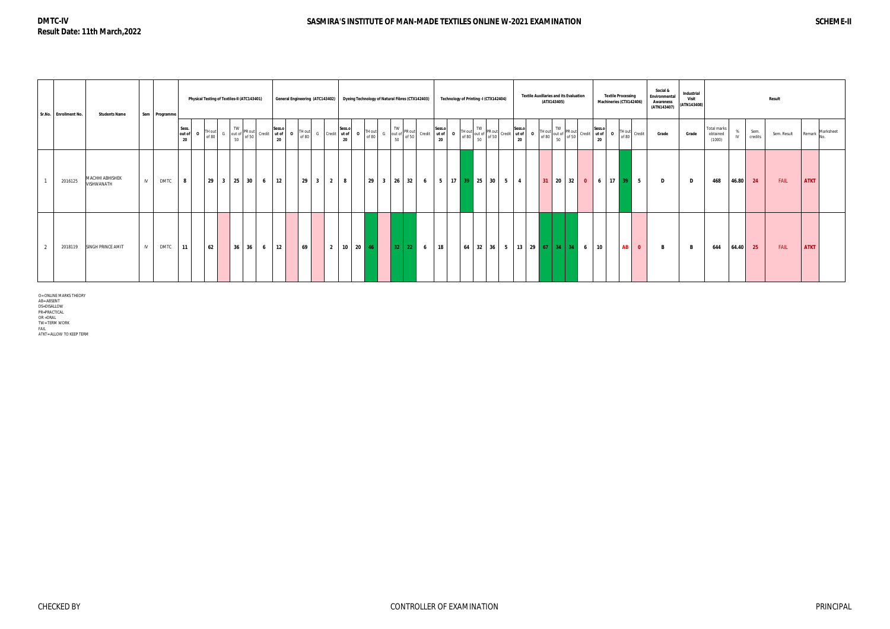**DMTC-IV**
**Result Date: 11th March,2022**

# SASMIRA'S INSTITUTE OF MAN-MADE TEXTILES ONLINE W-2021 EXAMINATION

**SCHEME-II**

| Sr.No. | Enrollment No. | Students Name | Sem | Programme | Physical Testing of Textiles-II (ATC143401) | | | | | | | General Engineering (ATC143402) | | | | | Dyeing Technology of Natural Fibres (CTX142403) | | | | | | | Technology of Printing -I (CTX142404) | | | | | | Textile Auxiliaries and its Evaluation (ATX143405) | | | | | | Textile Processing Machineries (CTX142406) | | | | Social & Environmental Awareness (ATN143407) | Industrial Visit (ATN143408) | Result | | | | | |
|---|---|---|---|---|---|---|---|---|---|---|---|---|---|---|---|---|---|---|---|---|---|---|---|---|---|---|---|---|---|---|---|---|---|---|---|---|---|---|---|---|---|---|---|---|---|---|---|---|
| | | | | | Sess. out of 20 | O | TH out of 80 | G | TW out of 50 | PR out of 50 | Credit | Sess.out of 20 | O | TH out of 80 | G | Credit | Sess.out of 20 | O | TH out of 80 | G | TW out of 50 | PR out of 50 | Credit | Sess.out of 20 | O | TH out of 80 | TW out of 50 | PR out of 50 | Credit | Sess.out of 20 | O | TH out of 80 | TW out of 50 | PR out of 50 | Credit | Sess.out of 20 | O | TH out of 80 | Credit | Grade | Grade | Total marks obtained (1000) | % IV | Sem. credits | Sem. Result | Remark | Marksheet No. |
| 1 | 2016125 | MACHHI ABHISHEK VISHWANATH | IV | DMTC | 8 | | 29 | 3 | 25 | 30 | 6 | 12 | | 29 | 3 | 2 | 8 | | 29 | 3 | 26 | 32 | 6 | 5 | 17 | 39 | 25 | 30 | 5 | 4 | | 31 | 20 | 32 | 0 | 6 | 17 | 39 | 5 | D | D | 468 | 46.80 | 24 | FAIL | ATKT | |
| 2 | 2018119 | SINGH PRINCE AMIT | IV | DMTC | 11 | | 62 | | 36 | 36 | 6 | 12 | | 69 | | 2 | 10 | 20 | 46 | | 32 | 22 | 6 | 18 | | 64 | 32 | 36 | 5 | 13 | 29 | 67 | 34 | 34 | 6 | 10 | | AB | 0 | B | B | 644 | 64.40 | 25 | FAIL | ATKT | |

O=ONLINE MARKS THEORY
AB=ABSENT
DS=DISALLOW
PR=PRACTICAL
OR =ORAL
TW=TERM WORK
FAIL
ATKT=ALLOW TO KEEP TERM

CHECKED BY | CONTROLLER OF EXAMINATION | PRINCIPAL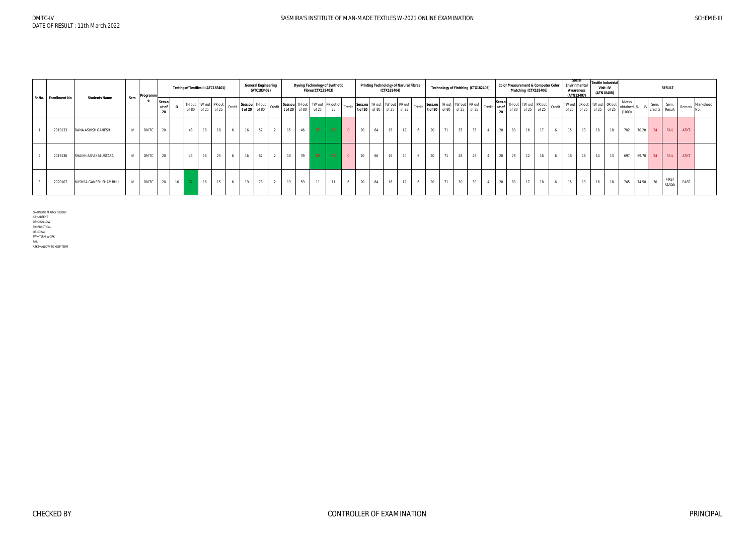DMTC-IV
DATE OF RESULT : 11th March,2022

SASMIRA'S INSTITUTE OF MAN-MADE TEXTILES W-2021 ONLINE EXAMINATION

SCHEME-III

| Sr.No. | Enrollment No | Students Name | Sem | Programme | Testing of Textiles-II (ATC183401) | | | | | | General Engineering (ATC183402) | | | Dyeing Technology of Synthetic Fibres(CTX182403) | | | | | Printing Technololgy of Narural Fibres (CTX182404) | | | | | Technology of Finishing (CTX182405) | | | | | Color Measurement & Computer Color Matching (CTX182406) | | | | | Social Envirinmental Awareness (ATN13407) | | Textile Industrial Visit -IV (ATN18408) | | RESULT | | | | | | |
|---|---|---|---|---|---|---|---|---|---|---|---|---|---|---|---|---|---|---|---|---|---|---|---|---|---|---|---|---|---|---|---|---|---|---|---|---|---|---|---|---|---|---|---|---|
| | | | | | Sess.out of 20 | O | TH out of 80 | TW out of 25 | PR out of 25 | Credit | Sess.out of 20 | TH out of 80 | Credit | Sess.out of 20 | TH out of 80 | TW out of 25 | PR out of 25 | Credit | Sess.out of 20 | TH out of 80 | TW out of 25 | PR out of 25 | Credit | Sess.out of 20 | TH out of 80 | TW out of 25 | PR out of 25 | Credit | Sess.out of 20 | TH out of 80 | TW out of 25 | PR out of 25 | Credit | TW out of 25 | OR out of 25 | TW out of 25 | OR out of 25 | Marks obtained (1000) | % IV | Sem. credits | Sem. Result | Remark | Marksheet No. |
| 1 | 2019133 | RANA ASHISH GANESH | IV | DMTC | 20 | | 43 | 18 | 18 | 6 | 16 | 57 | 2 | 15 | 46 | DS | AB | 0 | 20 | 64 | 15 | 12 | 6 | 20 | 71 | 35 | 35 | 4 | 20 | 80 | 16 | 17 | 6 | 15 | 13 | 18 | 18 | 702 | 70.20 | 24 | FAIL | ATKT | |
| 2 | 2019136 | SHAIKH ASFAK MUSTAFA | IV | DMTC | 20 | | 43 | 18 | 25 | 6 | 16 | 62 | 2 | 18 | 39 | DS | AB | 0 | 20 | 66 | 16 | 20 | 6 | 20 | 71 | 28 | 28 | 4 | 20 | 78 | 12 | 16 | 6 | 18 | 16 | 14 | 13 | 697 | 69.70 | 24 | FAIL | ATKT | |
| 3 | 2020107 | MISHRA GANESH SHAMBHU | IV | DMTC | 20 | 16 | 37 | 16 | 15 | 6 | 19 | 78 | 2 | 19 | 59 | 11 | 11 | 6 | 20 | 64 | 16 | 12 | 6 | 20 | 71 | 30 | 30 | 4 | 20 | 80 | 17 | 18 | 6 | 15 | 13 | 16 | 18 | 745 | 74.50 | 30 | FIRST CLASS | PASS | |

O=ONLINE MARKS THEORY
AB=ABSENT
DS=DISALLOW
PR=PRACTICAL
OR =ORAL
TW=TERM WORK
FAIL
ATKT=ALLOW TO KEEP TERM

CHECKED BY

CONTROLLER OF EXAMINATION

PRINCIPAL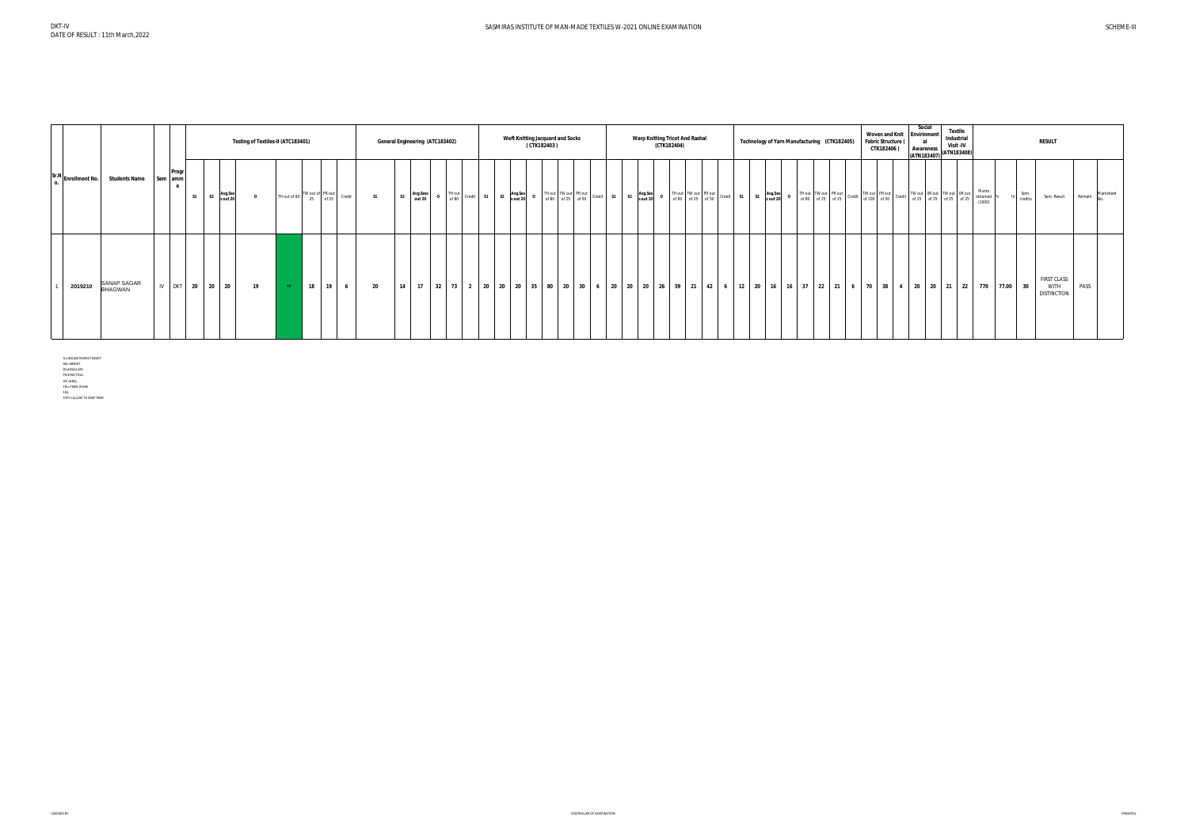DKT-IV
DATE OF RESULT : 11th March,2022

SASMIRAS INSTITUTE OF MAN-MADE TEXTILES W-2021 ONLINE EXAMINATION

SCHEME-III

| Sr.No. | Enrollment No. | Students Name | Sem | Programme | Testing of Textiles-II (ATC183401) | | | | | | | | General Engineering (ATC183402) | | | | | | Weft Knitting Jacquard and Socks (CTK182403) | | | | | | | | Warp Knitting Tricot And Rashal (CTK182404) | | | | | | | | Technology of Yarn Manufacturing (CTK182405) | | | | | | | | Woven and Knit Fabric Structure (CTK182406) | | | Social Envirinment al Awareness (ATN183407) | | Textile Industrial Visit -IV (ATN183408) | | RESULT | | | | | |
|---|---|---|---|---|---|---|---|---|---|---|---|---|---|---|---|---|---|---|---|---|---|---|---|---|---|---|---|---|---|---|---|---|---|---|---|---|---|---|---|---|---|---|---|---|---|---|---|---|---|---|---|---|---|---|---|
| | | | | | S1 | S2 | Avg.Sess out 20 | O | TH out of 80 | TW out of 25 | PR out of 25 | Credit | S1 | S2 | Avg.Sess out 20 | O | TH out of 80 | Credit | S1 | S2 | Avg.Sess out 20 | O | TH out of 80 | TW out of 25 | PR out of 50 | Credit | S1 | S2 | Avg.Sess out 20 | O | TH out of 80 | TW out of 25 | PR out of 50 | Credit | S1 | S2 | Avg.Sess out 20 | O | TH out of 80 | TW out of 25 | PR out of 25 | Credit | TW out of 100 | PR out of 50 | Credit | TW out of 25 | PR out of 25 | TW out of 25 | PR out of 25 | Marks obtained (1000) | % IV | Sem. credits | Sem. Result | Remark | Marksheet No. |
| 1 | 2019210 | SANAP SAGAR BHAGWAN | IV | DKT | 20 | 20 | 20 | 19 | 44 | 18 | 19 | 6 | 20 | 14 | 17 | 32 | 73 | 2 | 20 | 20 | 20 | 35 | 80 | 20 | 30 | 6 | 20 | 20 | 20 | 26 | 59 | 21 | 42 | 6 | 12 | 20 | 16 | 16 | 37 | 22 | 21 | 6 | 70 | 38 | 4 | 20 | 20 | 21 | 22 | 770 | 77.00 | 30 | FIRST CLASS WITH DISTINCTION | PASS | |

O=ONLINE MARKS THEORY
AB=ABSENT
DS=DISALLOW
PR=PRACTICAL
OR=ORAL
TW=TERM WORK
FAIL
ATKT=ALLOW TO KEEP TERM

CHECKED BY

CONTROLLER OF EXAMINATION

PRINCIPAL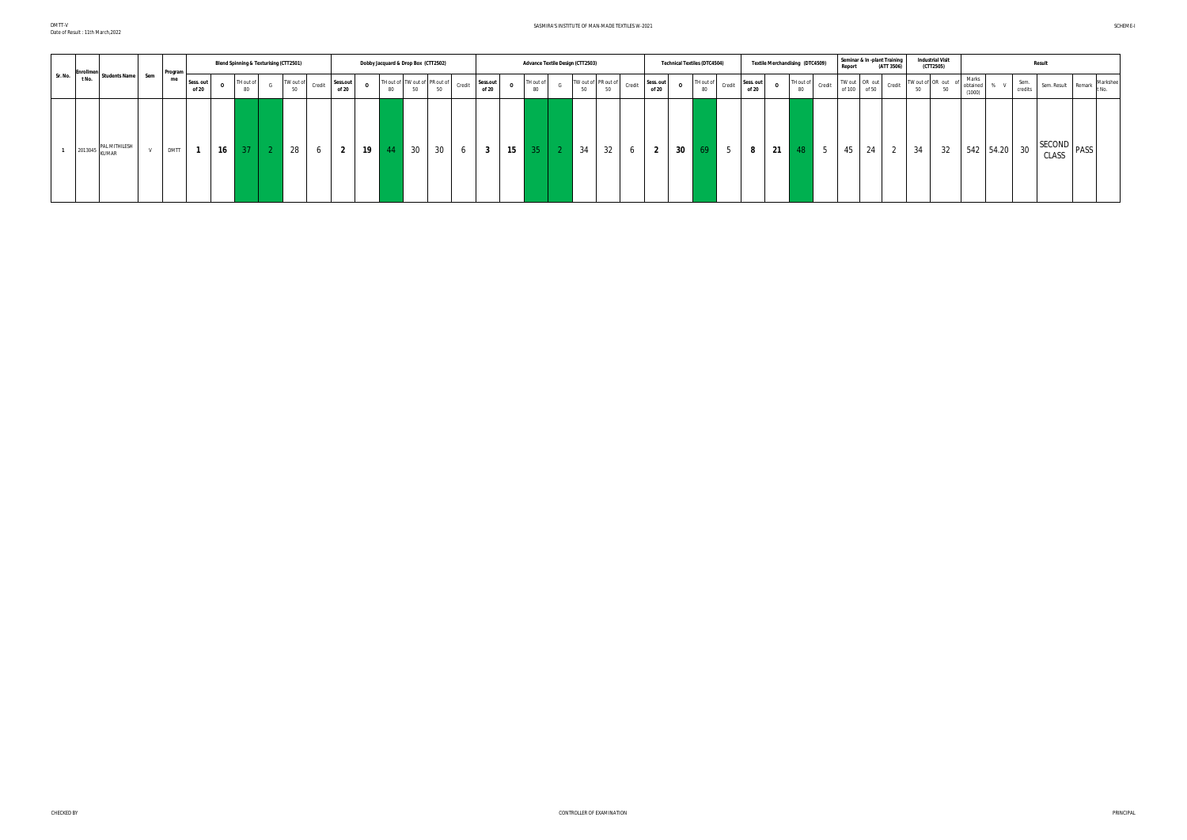DMTT-V
Date of Result : 11th March,2022

SASMIRA'S INSTITUTE OF MAN-MADE TEXTILES W-2021

SCHEME-I

| Sr. No. | Enrollment No. | Students Name | Sem | Programme | Blend Spinning & Texturising (CTT2501) | | | | | | Dobby Jacquard & Drop Box (CTT2502) | | | | | | Advance Textile Design (CTT2503) | | | | | | | Technical Textiles (DTC4504) | | | | Textile Merchandising (DTC4509) | | | | Seminar & In -plant Training Report (ATT 3506) | | | Industrial Visit (CTT2505) | | Result | | | | | |
|---|---|---|---|---|---|---|---|---|---|---|---|---|---|---|---|---|---|---|---|---|---|---|---|---|---|---|---|---|---|---|---|---|---|---|---|---|---|---|---|---|---|---|---|
| | | | | | Sess. out of 20 | O | TH out of 80 | G | TW out of 50 | Credit | Sess.out of 20 | O | TH out of 80 | TW out of 50 | PR out of 50 | Credit | Sess.out of 20 | O | TH out of 80 | G | TW out of 50 | PR out of 50 | Credit | Sess. out of 20 | O | TH out of 80 | Credit | Sess. out of 20 | O | TH out of 80 | Credit | TW out of 100 | OR out of 50 | Credit | TW out of 50 | OR out of 50 | Marks obtained (1000) | % V | Sem. credits | Sem. Result | Remark | Marksheet No. |
| 1 | 2013045 | PAL MITHILESH KUMAR | V | DMTT | 1 | 16 | 37 | 2 | 28 | 6 | 2 | 19 | 44 | 30 | 30 | 6 | 3 | 15 | 35 | 2 | 34 | 32 | 6 | 2 | 30 | 69 | 5 | 8 | 21 | 48 | 5 | 45 | 24 | 2 | 34 | 32 | 542 | 54.20 | 30 | SECOND CLASS | PASS | |

CHECKED BY

CONTROLLER OF EXAMINATION

PRINCIPAL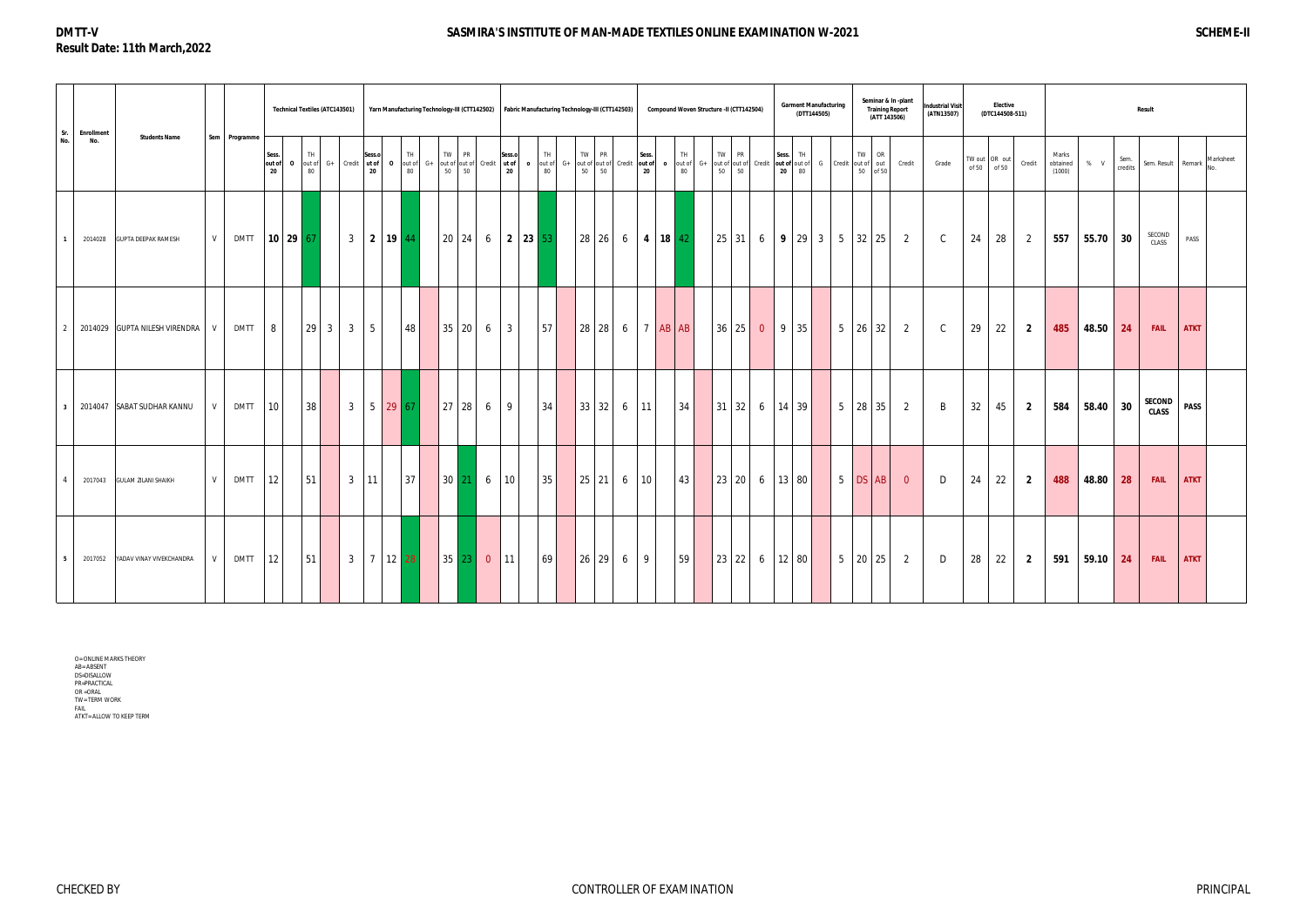**DMTT-V**

**Result Date: 11th March,2022**

## SASMIRA'S INSTITUTE OF MAN-MADE TEXTILES ONLINE EXAMINATION W-2021

**SCHEME-II**

| Sr. No. | Enrollment No. | Students Name | Sem | Programme | Technical Textiles (ATC143501) | | | | | Yarn Manufacturing Technology-III (CTT142502) | | | | | | | Fabric Manufacturing Technology-III (CTT142503) | | | | | | | Compound Woven Structure -II (CTT142504) | | | | | | | Garment Manufacturing (DTT144505) | | | | Seminar & In -plant Training Report (ATT 143506) | | | Industrial Visit (ATN13507) | Elective (DTC144508-511) | | | Result | | | | | | |
|---|---|---|---|---|---|---|---|---|---|---|---|---|---|---|---|---|---|---|---|---|---|---|---|---|---|---|---|---|---|---|---|---|---|---|---|---|---|---|---|---|---|---|---|---|---|---|---|---|
| | | | | | Sess. out of 20 | O | TH out of 80 | G+ | Credit | Sess.o ut of 20 | O | TH out of 80 | G+ | TW out of 50 | PR out of 50 | Credit | Sess.o ut of 20 | O | TH out of 80 | G+ | TW out of 50 | PR out of 50 | Credit | Sess. out of 20 | O | TH out of 80 | G+ | TW out of 50 | PR out of 50 | Credit | Sess. out of 20 | TH out of 80 | G | Credit | TW out of 50 | OR out of 50 | Credit | Grade | TW out of 50 | OR out of 50 | Credit | Marks obtained (1000) | % V | Sem. credits | Sem. Result | Remark | Marksheet No. |
| 1 | 2014028 | GUPTA DEEPAK RAMESH | V | DMTT | 10 | 29 | 67 | | 3 | 2 | 19 | 44 | | 20 | 24 | 6 | 2 | 23 | 53 | | 28 | 26 | 6 | 4 | 18 | 42 | | 25 | 31 | 6 | 9 | 29 | 3 | 5 | 32 | 25 | 2 | C | 24 | 28 | 2 | 557 | 55.70 | 30 | SECOND CLASS | PASS | |
| 2 | 2014029 | GUPTA NILESH VIRENDRA | V | DMTT | 8 | | 29 | 3 | 3 | 5 | | 48 | | 35 | 20 | 6 | 3 | | 57 | | 28 | 28 | 6 | 7 | AB | AB | | 36 | 25 | 0 | 9 | 35 | | 5 | 26 | 32 | 2 | C | 29 | 22 | 2 | 485 | 48.50 | 24 | FAIL | ATKT | |
| 3 | 2014047 | SABAT SUDHAR KANNU | V | DMTT | 10 | | 38 | | 3 | 5 | 29 | 67 | | 27 | 28 | 6 | 9 | | 34 | | 33 | 32 | 6 | 11 | | 34 | | 31 | 32 | 6 | 14 | 39 | | 5 | 28 | 35 | 2 | B | 32 | 45 | 2 | 584 | 58.40 | 30 | SECOND CLASS | PASS | |
| 4 | 2017043 | GULAM ZILANI SHAIKH | V | DMTT | 12 | | 51 | | 3 | 11 | | 37 | | 30 | 21 | 6 | 10 | | 35 | | 25 | 21 | 6 | 10 | | 43 | | 23 | 20 | 6 | 13 | 80 | | 5 | DS | AB | 0 | D | 24 | 22 | 2 | 488 | 48.80 | 28 | FAIL | ATKT | |
| 5 | 2017052 | YADAV VINAY VIVEKCHANDRA | V | DMTT | 12 | | 51 | | 3 | 7 | 12 | 28 | | 35 | 23 | 0 | 11 | | 69 | | 26 | 29 | 6 | 9 | | 59 | | 23 | 22 | 6 | 12 | 80 | | 5 | 20 | 25 | 2 | D | 28 | 22 | 2 | 591 | 59.10 | 24 | FAIL | ATKT | |

O=ONLINE MARKS THEORY
AB=ABSENT
DS=DISALLOW
PR=PRACTICAL
OR =ORAL
TW=TERM WORK
FAIL
ATKT=ALLOW TO KEEP TERM

CHECKED BY CONTROLLER OF EXAMINATION PRINCIPAL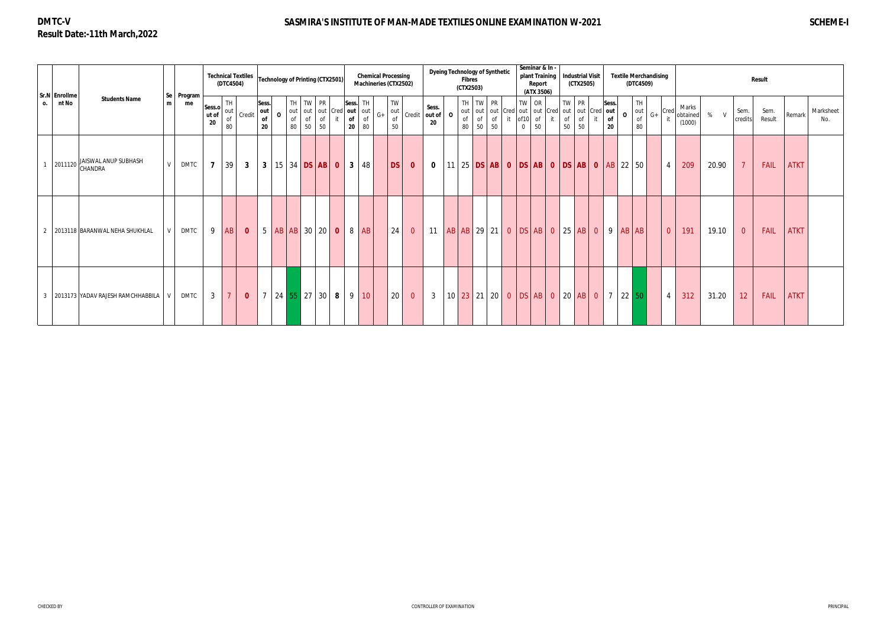**DMTC-V**
**Result Date:-11th March,2022**

# SASMIRA'S INSTITUTE OF MAN-MADE TEXTILES ONLINE EXAMINATION W-2021

**SCHEME-I**

| Sr.No. | Enrollment No | Students Name | Sem | Programme | Technical Textiles (DTC4504) | | | Technology of Printing (CTX2501) | | | | | | Chemical Processing Machineries (CTX2502) | | | | | Dyeing Technology of Synthetic Fibres (CTX2503) | | | | | | Seminar & In-plant Training Report (ATX 3506) | | | Industrial Visit (CTX2505) | | | Textile Merchandising (DTC4509) | | | | | Result | | | | | |
|---|---|---|---|---|---|---|---|---|---|---|---|---|---|---|---|---|---|---|---|---|---|---|---|---|---|---|---|---|---|---|---|---|---|---|---|---|---|---|---|---|---|
| | | | | | Sess. out of 20 | TH out of 80 | Credit | Sess. out of 20 | O | TH out of 80 | TW out of 50 | PR out of 50 | Credit | Sess. out of 20 | TH out of 80 | G+ | TW out of 50 | Credit | Sess. out of 20 | O | TH out of 80 | TW out of 50 | PR out of 50 | Credit | TW out of 100 | OR out of 50 | Credit | TW out of 50 | PR out of 50 | Credit | Sess. out of 20 | O | TH out of 80 | G+ | Credit | Marks obtained (1000) | % V | Sem. credits | Sem. Result | Remark | Marksheet No. |
| 1 | 2011120 | JAISWAL ANUP SUBHASH CHANDRA | V | DMTC | 7 | 39 | 3 | 3 | 15 | 34 | DS | AB | 0 | 3 | 48 | | DS | 0 | 0 | 11 | 25 | DS | AB | 0 | DS | AB | 0 | DS | AB | 0 | AB | 22 | 50 | | 4 | 209 | 20.90 | 7 | FAIL | ATKT | |
| 2 | 2013118 | BARANWAL NEHA SHUKHLAL | V | DMTC | 9 | AB | 0 | 5 | AB | AB | 30 | 20 | 0 | 8 | AB | | 24 | 0 | 11 | AB | AB | 29 | 21 | 0 | DS | AB | 0 | 25 | AB | 0 | 9 | AB | AB | | 0 | 191 | 19.10 | 0 | FAIL | ATKT | |
| 3 | 2013173 | YADAV RAJESH RAMCHHABBILA | V | DMTC | 3 | 7 | 0 | 7 | 24 | 55 | 27 | 30 | 8 | 9 | 10 | | 20 | 0 | 3 | 10 | 23 | 21 | 20 | 0 | DS | AB | 0 | 20 | AB | 0 | 7 | 22 | 50 | | 4 | 312 | 31.20 | 12 | FAIL | ATKT | |

CHECKED BY — CONTROLLER OF EXAMINATION — PRINCIPAL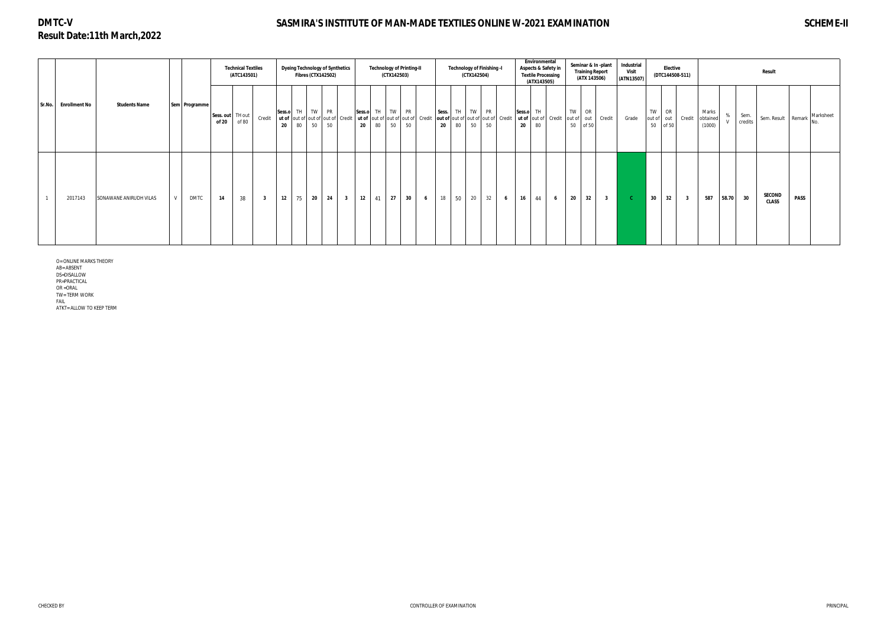**DMTC-V**

**Result Date:11th March,2022**

## SASMIRA'S INSTITUTE OF MAN-MADE TEXTILES ONLINE W-2021 EXAMINATION

**SCHEME-II**

| Sr.No. | Enrollment No | Students Name | Sem | Programme | Technical Textiles (ATC143501) | | | Dyeing Technology of Synthetics Fibres (CTX142502) | | | | | Technology of Printing-II (CTX142503) | | | | | Technology of Finishing -I (CTX142504) | | | | | Environmental Aspects & Safety in Textile Processing (ATX143505) | | | Seminar & In -plant Training Report (ATX 143506) | | | Industrial Visit (ATN13507) | Elective (DTC144508-511) | | | Result | | | | | | |
|---|---|---|---|---|---|---|---|---|---|---|---|---|---|---|---|---|---|---|---|---|---|---|---|---|---|---|---|---|---|---|---|---|---|---|---|---|---|---|
| | | | | | Sess. out of 20 | TH out of 80 | Credit | Sess.out of 20 | TH out of 80 | TW out of 50 | PR out of 50 | Credit | Sess.out of 20 | TH out of 80 | TW out of 50 | PR out of 50 | Credit | Sess. out of 20 | TH out of 80 | TW out of 50 | PR out of 50 | Credit | Sess.out of 20 | TH out of 80 | Credit | TW out of 50 | OR out of 50 | Credit | Grade | TW out of 50 | OR out of 50 | Credit | Marks obtained (1000) | % V | Sem. credits | Sem. Result | Remark | Marksheet No. |
| 1 | 2017143 | SONAWANE ANIRUDH VILAS | V | DMTC | 14 | 38 | 3 | 12 | 75 | 20 | 24 | 3 | 12 | 41 | 27 | 30 | 6 | 18 | 50 | 20 | 32 | 6 | 16 | 44 | 6 | 20 | 32 | 3 | C | 30 | 32 | 3 | 587 | 58.70 | 30 | SECOND CLASS | PASS | |

O=ONLINE MARKS THEORY
AB=ABSENT
DS=DISALLOW
PR=PRACTICAL
OR =ORAL
TW=TERM WORK
FAIL
ATKT=ALLOW TO KEEP TERM

CHECKED BY

CONTROLLER OF EXAMINATION

PRINCIPAL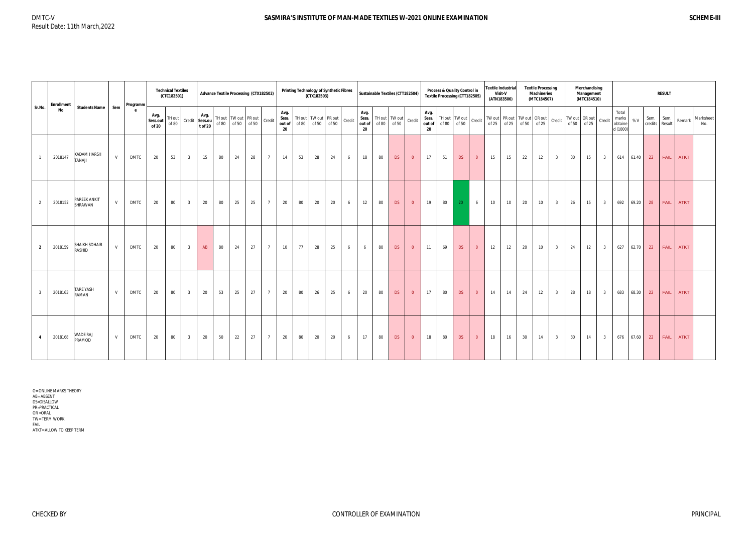DMTC-V
Result Date: 11th March,2022

# SASMIRA'S INSTITUTE OF MAN-MADE TEXTILES W-2021 ONLINE EXAMINATION

**SCHEME-III**

| Sr.No. | Enrollment No | Students Name | Sem | Programme | Technical Textiles (CTC182501) | | | Advance Textile Processing (CTX182502) | | | | | Printing Technology of Synthetic Fibres (CTX182503) | | | | | Sustainable Textiles (CTT182504) | | | | Process & Quality Control in Textile Processing (CTT182505) | | | | Textile Industrial Visit-V (ATN183506) | | Textile Processing Machineries (MTC184507) | | | Merchandising Management (MTC184510) | | | RESULT | | | | | |
|---|---|---|---|---|---|---|---|---|---|---|---|---|---|---|---|---|---|---|---|---|---|---|---|---|---|---|---|---|---|---|---|---|---|---|---|---|---|---|
| | | | | | Avg. Sess.out of 20 | TH out of 80 | Credit | Avg. Sess.out of 20 | TH out of 80 | TW out of 50 | PR out of 50 | Credit | Avg. Sess. out of 20 | TH out of 80 | TW out of 50 | PR out of 50 | Credit | Avg. Sess. out of 20 | TH out of 80 | TW out of 50 | Credit | Avg. Sess. out of 20 | TH out of 80 | TW out of 50 | Credit | TW out of 25 | PR out of 25 | TW out of 50 | OR out of 25 | Credit | TW out of 50 | OR out of 25 | Credit | Total marks obtained (1000) | % V | Sem. credits | Sem. Result | Remark | Marksheet No. |
| 1 | 2018147 | KADAM HARSH TANAJI | V | DMTC | 20 | 53 | 3 | 15 | 80 | 24 | 28 | 7 | 14 | 53 | 28 | 24 | 6 | 18 | 80 | DS | 0 | 17 | 51 | DS | 0 | 15 | 15 | 22 | 12 | 3 | 30 | 15 | 3 | 614 | 61.40 | 22 | FAIL | ATKT | |
| 2 | 2018152 | PAREEK ANKIT SHRAWAN | V | DMTC | 20 | 80 | 3 | 20 | 80 | 25 | 25 | 7 | 20 | 80 | 20 | 20 | 6 | 12 | 80 | DS | 0 | 19 | 80 | 20 | 6 | 10 | 10 | 20 | 10 | 3 | 26 | 15 | 3 | 692 | 69.20 | 28 | FAIL | ATKT | |
| 2 | 2018159 | SHAIKH SOHAIB RASHID | V | DMTC | 20 | 80 | 3 | AB | 80 | 24 | 27 | 7 | 10 | 77 | 28 | 25 | 6 | 6 | 80 | DS | 0 | 11 | 69 | DS | 0 | 12 | 12 | 20 | 10 | 3 | 24 | 12 | 3 | 627 | 62.70 | 22 | FAIL | ATKT | |
| 3 | 2018163 | TARE YASH RAMAN | V | DMTC | 20 | 80 | 3 | 20 | 53 | 25 | 27 | 7 | 20 | 80 | 26 | 25 | 6 | 20 | 80 | DS | 0 | 17 | 80 | DS | 0 | 14 | 14 | 24 | 12 | 3 | 28 | 18 | 3 | 683 | 68.30 | 22 | FAIL | ATKT | |
| 4 | 2018168 | WADE RAJ PRAMOD | V | DMTC | 20 | 80 | 3 | 20 | 50 | 22 | 27 | 7 | 20 | 80 | 20 | 20 | 6 | 17 | 80 | DS | 0 | 18 | 80 | DS | 0 | 18 | 16 | 30 | 14 | 3 | 30 | 14 | 3 | 676 | 67.60 | 22 | FAIL | ATKT | |

O=ONLINE MARKS THEORY
AB=ABSENT
DS=DISALLOW
PR=PRACTICAL
OR =ORAL
TW=TERM WORK
FAIL
ATKT=ALLOW TO KEEP TERM

CHECKED BY | CONTROLLER OF EXAMINATION | PRINCIPAL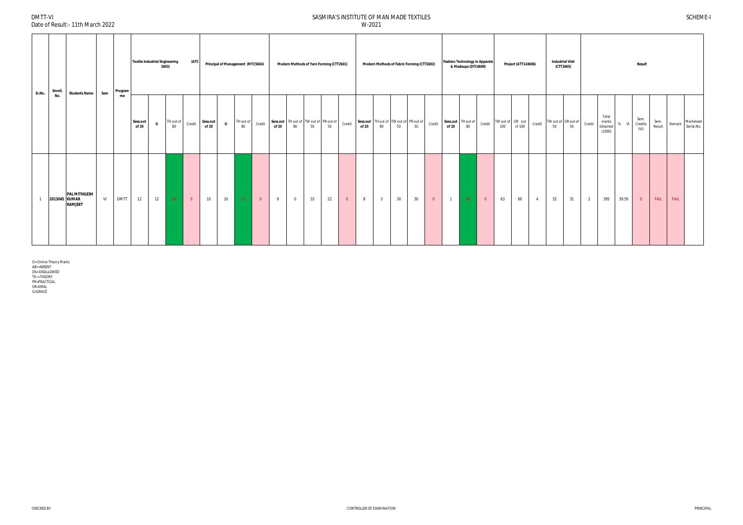DMTT-VI
Date of Result:- 11th March 2022

# SASMIRA'S INSTITUTE OF MAN MADE TEXTILES
W-2021

SCHEME-I

| Sr.No. | Enroll. No. | Students Name | Sem | Programme | Textile Industrial Engineering (ATC 3603) | | | | Principal of Management (MTC5604) | | | | Modern Methods of Yarn Forming (CTT2601) | | | | | Modern Methods of Fabric Forming (CTT2602) | | | | | Fashion Technology in Apparels & Madeups (DTC4609) | | | Project (ATT143606) | | | Industrial Visit (CTT2605) | | | Result | | | | | |
|---|---|---|---|---|---|---|---|---|---|---|---|---|---|---|---|---|---|---|---|---|---|---|---|---|---|---|---|---|---|---|---|---|---|---|---|---|
| | | | | | Sess.out of 20 | O | TH out of 80 | Credit | Sess.out of 20 | O | TH out of 80 | Credit | Sess.out of 20 | TH out of 80 | TW out of 50 | PR out of 50 | Credit | Sess.out of 20 | TH out of 80 | TW out of 50 | PR out of 50 | Credit | Sess.out of 20 | TH out of 80 | Credit | TW out of 100 | OR out of 100 | Credit | TW out of 50 | OR out of 50 | Credit | Total marks obtained (1000) | % VI | Sem. Credits (VI) | Sem. Result | Remark | Marksheet Serial.No. |
| 1 | 2013045 | PAL MITHILESH KUMAR RAMJEET | VI | DMTT | 12 | 12 | 26 | 0 | 10 | 10 | 23 | 0 | 9 | 0 | 33 | 22 | 0 | 8 | 3 | 30 | 30 | 0 | 1 | AB | 0 | 63 | 60 | 4 | 32 | 31 | 2 | 395 | 39.50 | 0 | FAIL | FAIL | |

O=Online Theory Marks
AB=ABSENT
DS=DISALLOWED
TH =THEORY
PR=PRACTICAL
OR=ORAL
G=GRACE

CHECKED BY | CONTROLLER OF EXAMINATION | PRINCIPAL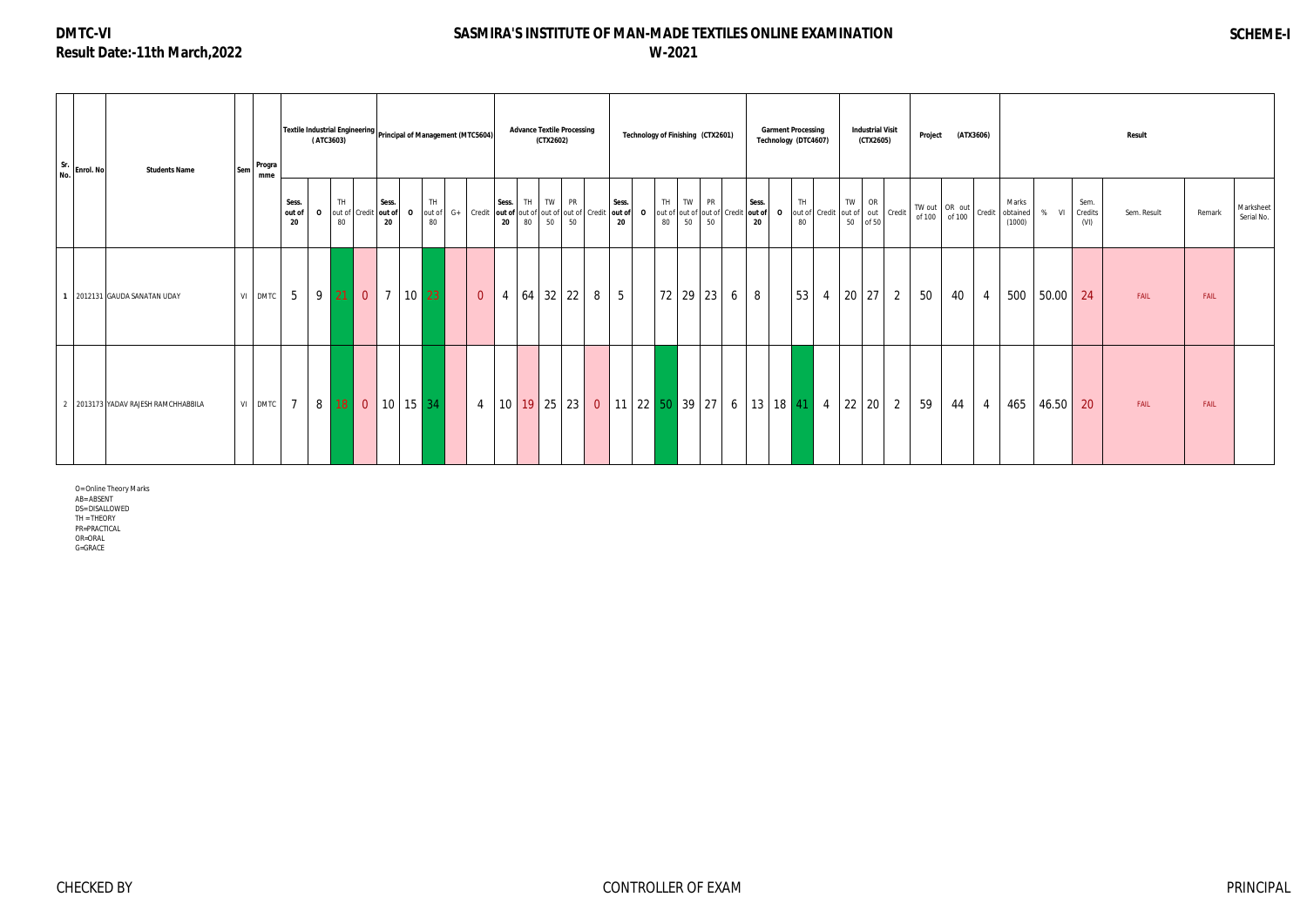**DMTC-VI**
**Result Date:-11th March,2022**

# SASMIRA'S INSTITUTE OF MAN-MADE TEXTILES ONLINE EXAMINATION
## W-2021

**SCHEME-I**

| Sr. No. | Enrol. No | Students Name | Sem | Programme | Textile Industrial Engineering (ATC3603) | | | | Principal of Management (MTC5604) | | | | | Advance Textile Processing (CTX2602) | | | | | Technology of Finishing (CTX2601) | | | | | | Garment Processing Technology (DTC4607) | | | | Industrial Visit (CTX2605) | | | Project (ATX3606) | | | Result | | | | | |
|---|---|---|---|---|---|---|---|---|---|---|---|---|---|---|---|---|---|---|---|---|---|---|---|---|---|---|---|---|---|---|---|---|---|---|---|---|---|---|---|---|
| | | | | | Sess. out of 20 | O | TH out of 80 | Credit | Sess. out of 20 | O | TH out of 80 | G+ | Credit | Sess. out of 20 | TH out of 80 | TW out of 50 | PR out of 50 | Credit | Sess. out of 20 | O | TH out of 80 | TW out of 50 | PR out of 50 | Credit | Sess. out of 20 | O | TH out of 80 | Credit | TW out of 50 | OR out of 50 | Credit | TW out of 100 | OR out of 100 | Credit | Marks obtained (1000) | % VI | Sem. Credits (VI) | Sem. Result | Remark | Marksheet Serial No. |
| 1 | 2012131 | GAUDA SANATAN UDAY | VI | DMTC | 5 | 9 | 21 | 0 | 7 | 10 | 23 | | 0 | 4 | 64 | 32 | 22 | 8 | 5 | | 72 | 29 | 23 | 6 | 8 | | 53 | 4 | 20 | 27 | 2 | 50 | 40 | 4 | 500 | 50.00 | 24 | FAIL | FAIL | |
| 2 | 2013173 | YADAV RAJESH RAMCHHABBILA | VI | DMTC | 7 | 8 | 18 | 0 | 10 | 15 | 34 | | 4 | 10 | 19 | 25 | 23 | 0 | 11 | 22 | 50 | 39 | 27 | 6 | 13 | 18 | 41 | 4 | 22 | 20 | 2 | 59 | 44 | 4 | 465 | 46.50 | 20 | FAIL | FAIL | |

O=Online Theory Marks
AB=ABSENT
DS=DISALLOWED
TH =THEORY
PR=PRACTICAL
OR=ORAL
G=GRACE

CHECKED BY    CONTROLLER OF EXAM    PRINCIPAL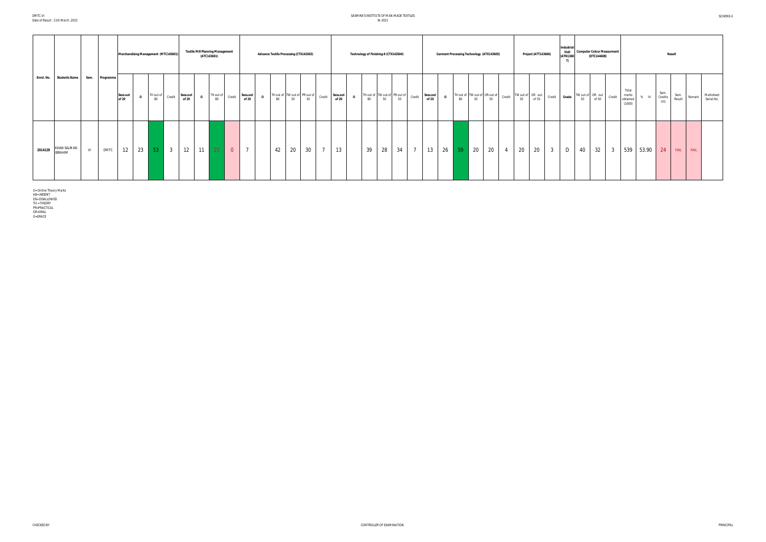DMTC-VI
Date of Result : 11th March ,2022

SASMIRA'S INSTITUTE OF MAN-MADE TEXTILES
W-2021

SCHEME-II

| Enrol. No. | Students Name | Sem. | Programme | Merchandising Management (MTC145601) | | | | Textile Mill Planning Management (ATC143601) | | | | Advance Textile Processing (CTX142603) | | | | | | Technology of Finishing-II (CTX142604) | | | | | | Garment Processing Technology (ATX143605) | | | | | | Project (ATT143606) | | | Industrial Visit (ATN13607) | Computer Colour Measurment (DTC144608) | | | Result | | | | | |
|---|---|---|---|---|---|---|---|---|---|---|---|---|---|---|---|---|---|---|---|---|---|---|---|---|---|---|---|---|---|---|---|---|---|---|---|---|---|---|---|---|---|---|
| | | | | Sess.out of 20 | O | TH out of 80 | Credit | Sess.out of 20 | O | TH out of 80 | Credit | Sess.out of 20 | O | TH out of 80 | TW out of 50 | PR out of 50 | Credit | Sess.out of 20 | O | TH out of 80 | TW out of 50 | PR out of 50 | Credit | Sess.out of 20 | O | TH out of 80 | TW out of 50 | OR out of 50 | Credit | TW out of 50 | OR out of 50 | Credit | Grade | TW out of 50 | OR out of 50 | Credit | Total marks obtained (1000) | % VI | Sem. Credits (VI) | Sem. Result | Remark | Marksheet Serial.No. |
| 2014128 | KHAN SALMAN IBRAHIM | VI | DMTC | 12 | 23 | 53 | 3 | 12 | 11 | 25 | 0 | 7 | | 42 | 20 | 30 | 7 | 13 | | 39 | 28 | 34 | 7 | 13 | 26 | 59 | 20 | 20 | 4 | 20 | 20 | 3 | D | 40 | 32 | 3 | 539 | 53.90 | 24 | FAIL | FAIL | |

O=Online Theory Marks
AB=ABSENT
DS=DISALLOWED
TH =THEORY
PR=PRACTICAL
OR=ORAL
G=GRACE

CHECKED BY

CONTROLLER OF EXAMINATION

PRINCIPAL